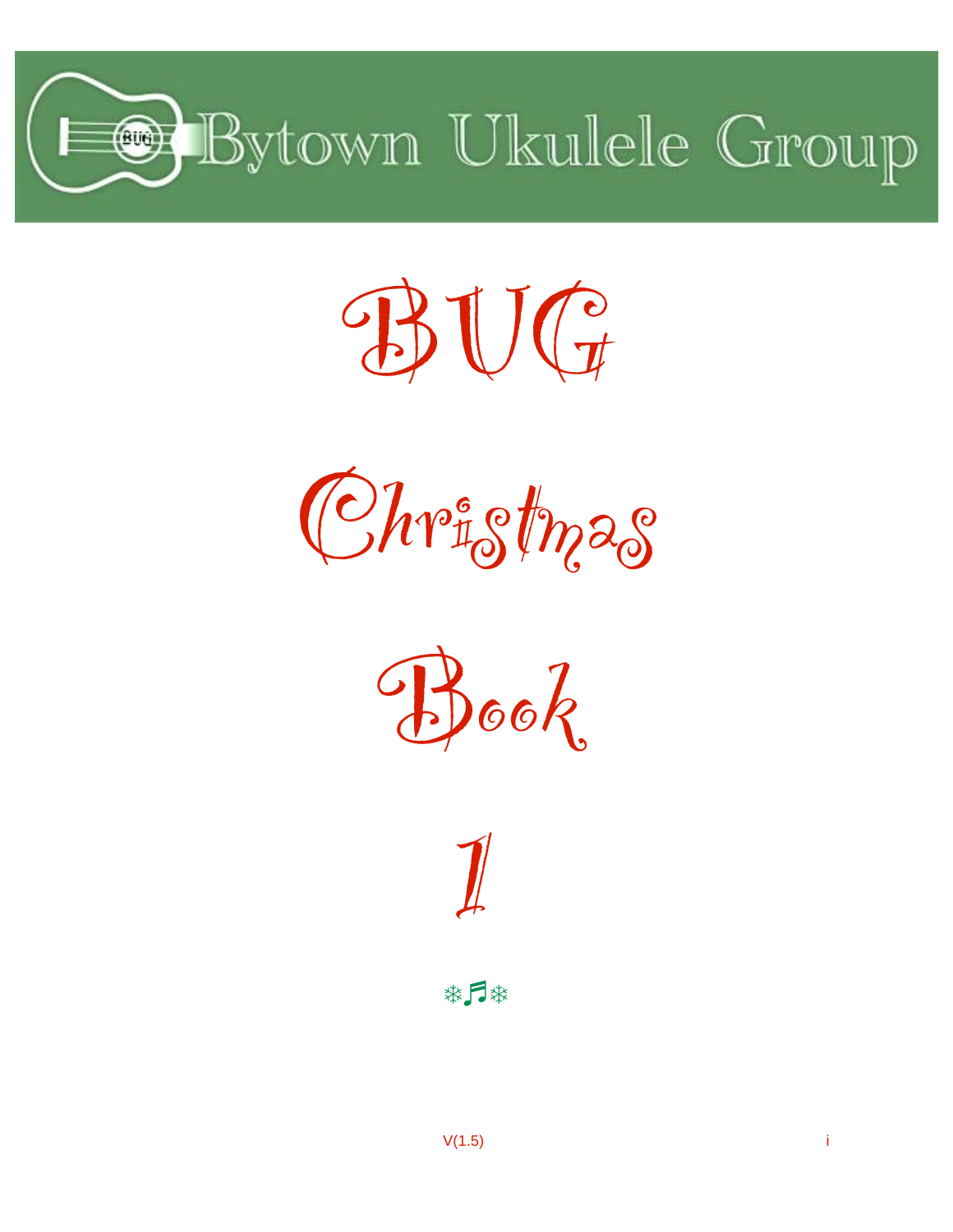Bytown Ukulele Group

# BUG

# Christmas

# Book

# 1

❄♬❄

V(1.5)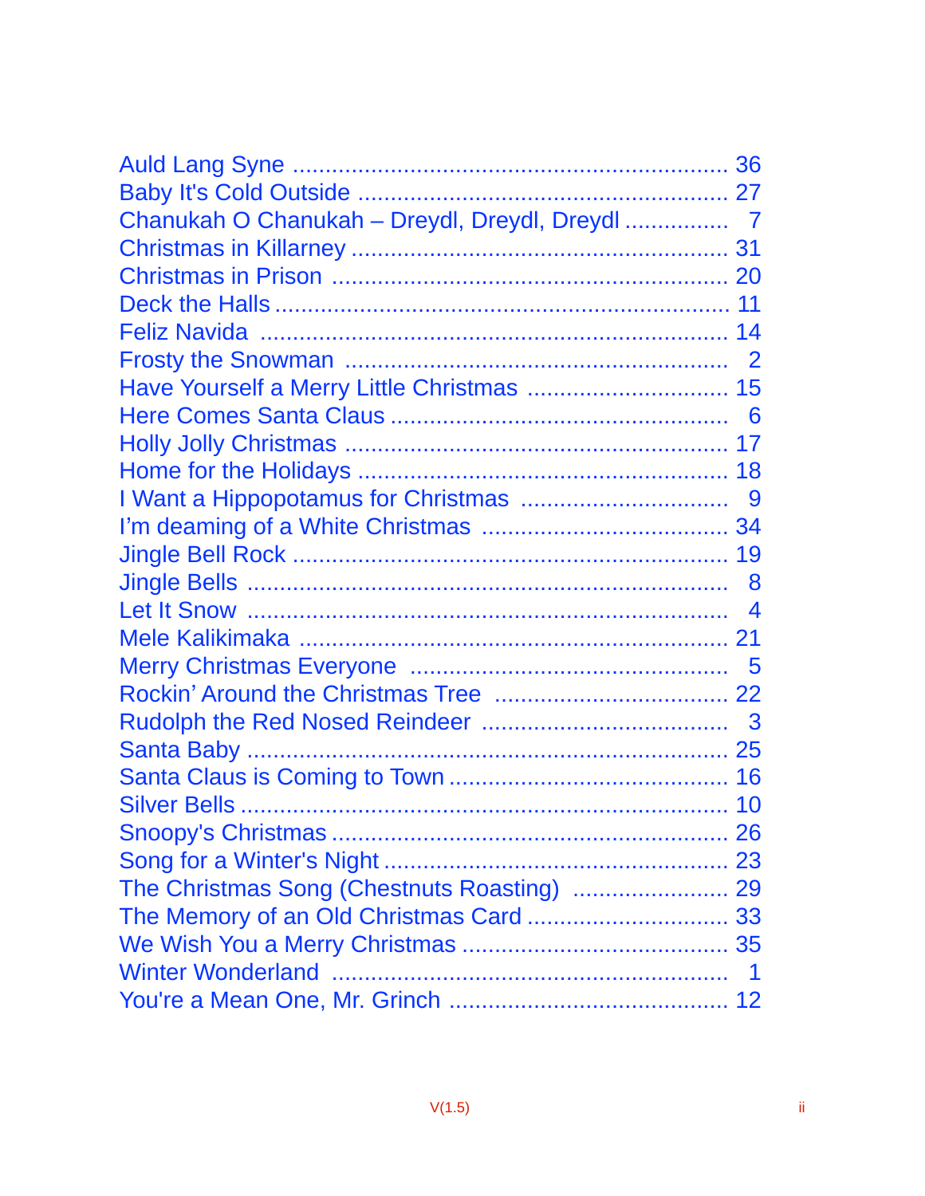Auld Lang Syne .................................................................. 36
Baby It's Cold Outside ........................................................ 27
Chanukah O Chanukah – Dreydl, Dreydl, Dreydl ................ 7
Christmas in Killarney ......................................................... 31
Christmas in Prison ............................................................ 20
Deck the Halls ..................................................................... 11
Feliz Navida ........................................................................ 14
Frosty the Snowman ........................................................... 2
Have Yourself a Merry Little Christmas ............................... 15
Here Comes Santa Claus .................................................... 6
Holly Jolly Christmas .......................................................... 17
Home for the Holidays ........................................................ 18
I Want a Hippopotamus for Christmas ................................ 9
I'm deaming of a White Christmas ..................................... 34
Jingle Bell Rock .................................................................. 19
Jingle Bells ......................................................................... 8
Let It Snow ......................................................................... 4
Mele Kalikimaka ................................................................. 21
Merry Christmas Everyone ................................................. 5
Rockin' Around the Christmas Tree .................................... 22
Rudolph the Red Nosed Reindeer ...................................... 3
Santa Baby ......................................................................... 25
Santa Claus is Coming to Town .......................................... 16
Silver Bells .......................................................................... 10
Snoopy's Christmas ............................................................ 26
Song for a Winter's Night .................................................... 23
The Christmas Song (Chestnuts Roasting) ........................ 29
The Memory of an Old Christmas Card ............................... 33
We Wish You a Merry Christmas ......................................... 35
Winter Wonderland ............................................................ 1
You're a Mean One, Mr. Grinch ........................................... 12

V(1.5)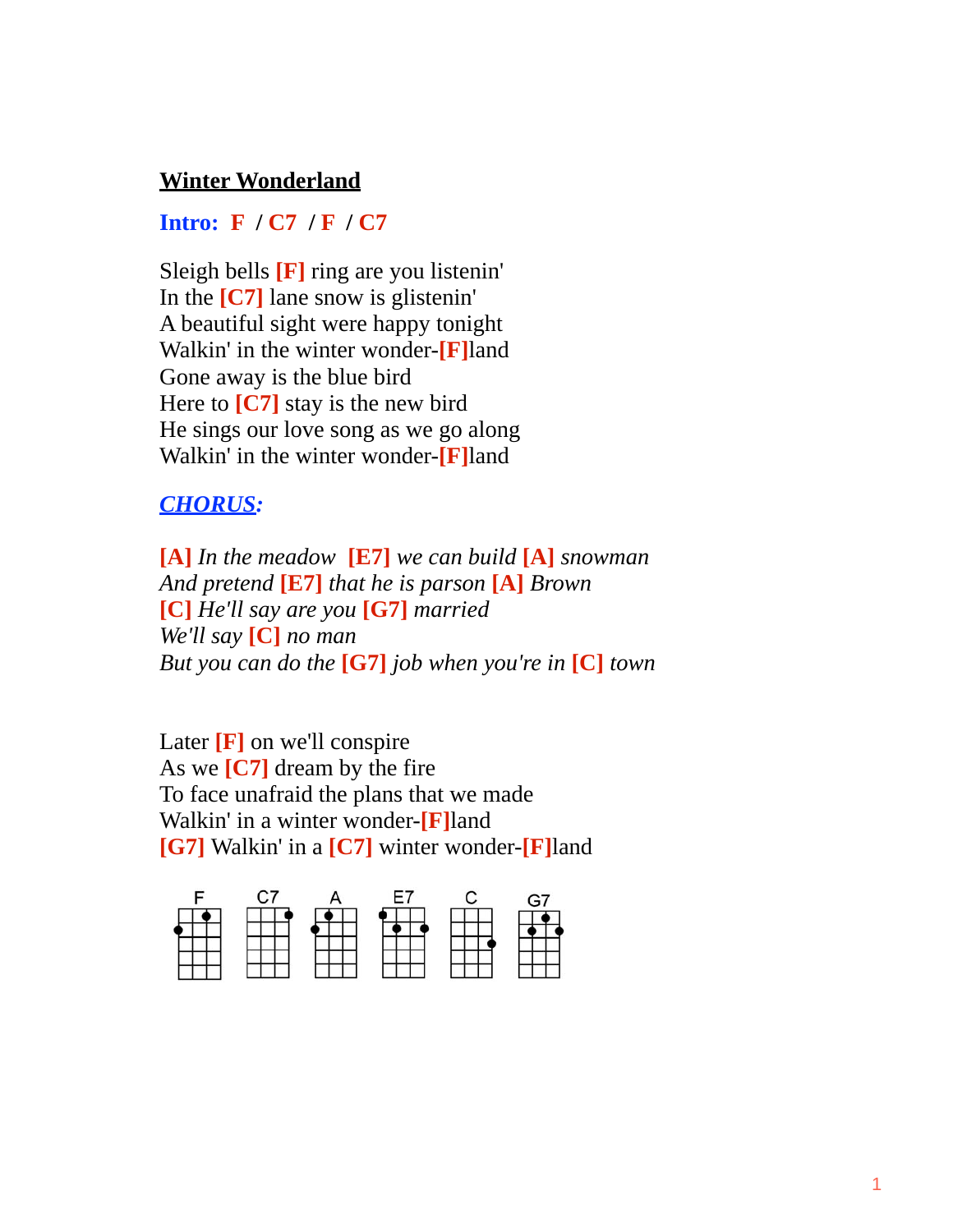# Winter Wonderland

**Intro: F / C7 / F / C7**

Sleigh bells **[F]** ring are you listenin'
In the **[C7]** lane snow is glistenin'
A beautiful sight were happy tonight
Walkin' in the winter wonder-**[F]**land
Gone away is the blue bird
Here to **[C7]** stay is the new bird
He sings our love song as we go along
Walkin' in the winter wonder-**[F]**land

***CHORUS:***

**[A]** *In the meadow* **[E7]** *we can build* **[A]** *snowman*
*And pretend* **[E7]** *that he is parson* **[A]** *Brown*
**[C]** *He'll say are you* **[G7]** *married*
*We'll say* **[C]** *no man*
*But you can do the* **[G7]** *job when you're in* **[C]** *town*

Later **[F]** on we'll conspire
As we **[C7]** dream by the fire
To face unafraid the plans that we made
Walkin' in a winter wonder-**[F]**land
**[G7]** Walkin' in a **[C7]** winter wonder-**[F]**land

F C7 A E7 C G7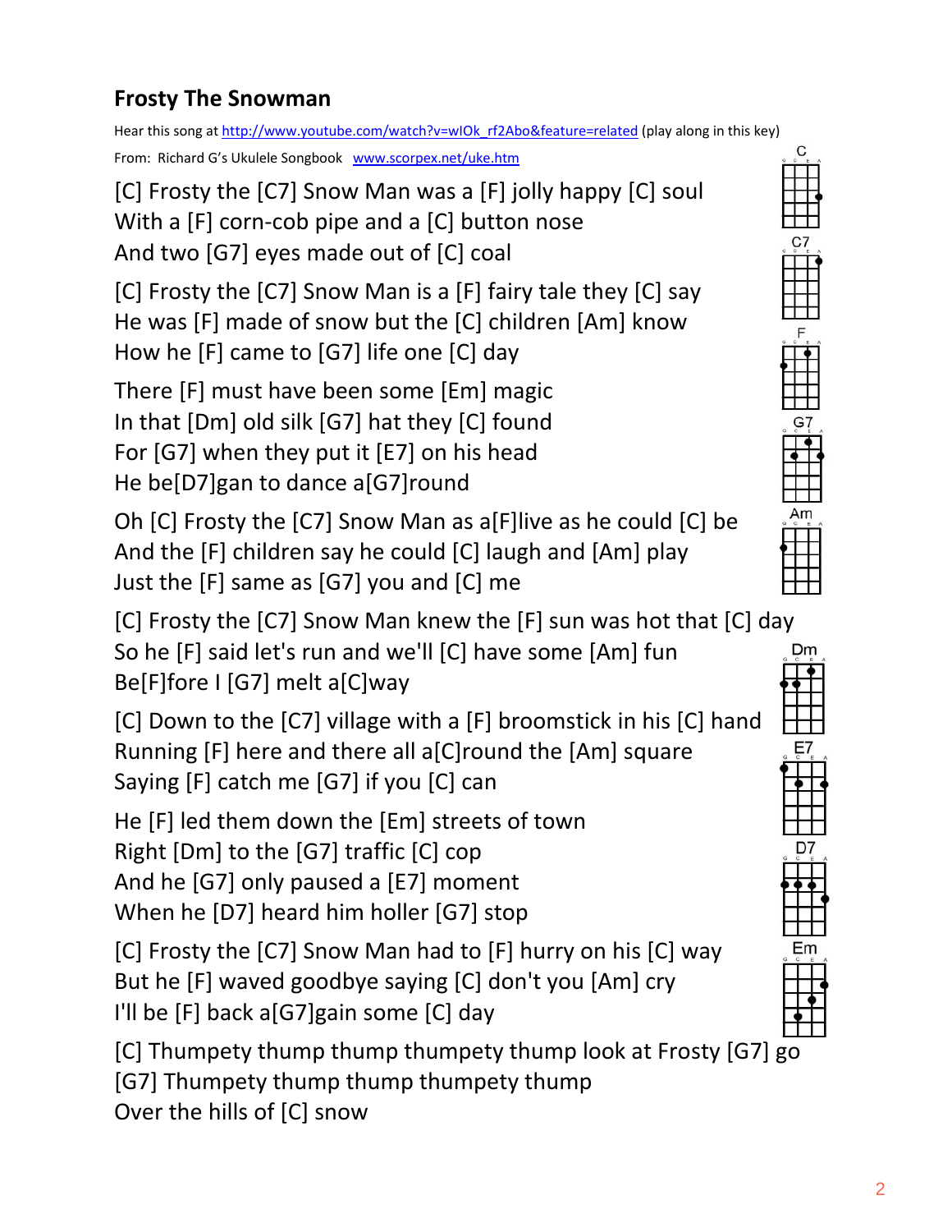## Frosty The Snowman

Hear this song at http://www.youtube.com/watch?v=wIOk_rf2Abo&feature=related (play along in this key)

From: Richard G's Ukulele Songbook www.scorpex.net/uke.htm

[C] Frosty the [C7] Snow Man was a [F] jolly happy [C] soul
With a [F] corn-cob pipe and a [C] button nose
And two [G7] eyes made out of [C] coal

[C] Frosty the [C7] Snow Man is a [F] fairy tale they [C] say
He was [F] made of snow but the [C] children [Am] know
How he [F] came to [G7] life one [C] day

There [F] must have been some [Em] magic
In that [Dm] old silk [G7] hat they [C] found
For [G7] when they put it [E7] on his head
He be[D7]gan to dance a[G7]round

Oh [C] Frosty the [C7] Snow Man as a[F]live as he could [C] be
And the [F] children say he could [C] laugh and [Am] play
Just the [F] same as [G7] you and [C] me

[C] Frosty the [C7] Snow Man knew the [F] sun was hot that [C] day
So he [F] said let's run and we'll [C] have some [Am] fun
Be[F]fore I [G7] melt a[C]way

[C] Down to the [C7] village with a [F] broomstick in his [C] hand
Running [F] here and there all a[C]round the [Am] square
Saying [F] catch me [G7] if you [C] can

He [F] led them down the [Em] streets of town
Right [Dm] to the [G7] traffic [C] cop
And he [G7] only paused a [E7] moment
When he [D7] heard him holler [G7] stop

[C] Frosty the [C7] Snow Man had to [F] hurry on his [C] way
But he [F] waved goodbye saying [C] don't you [Am] cry
I'll be [F] back a[G7]gain some [C] day

[C] Thumpety thump thump thumpety thump look at Frosty [G7] go
[G7] Thumpety thump thump thumpety thump
Over the hills of [C] snow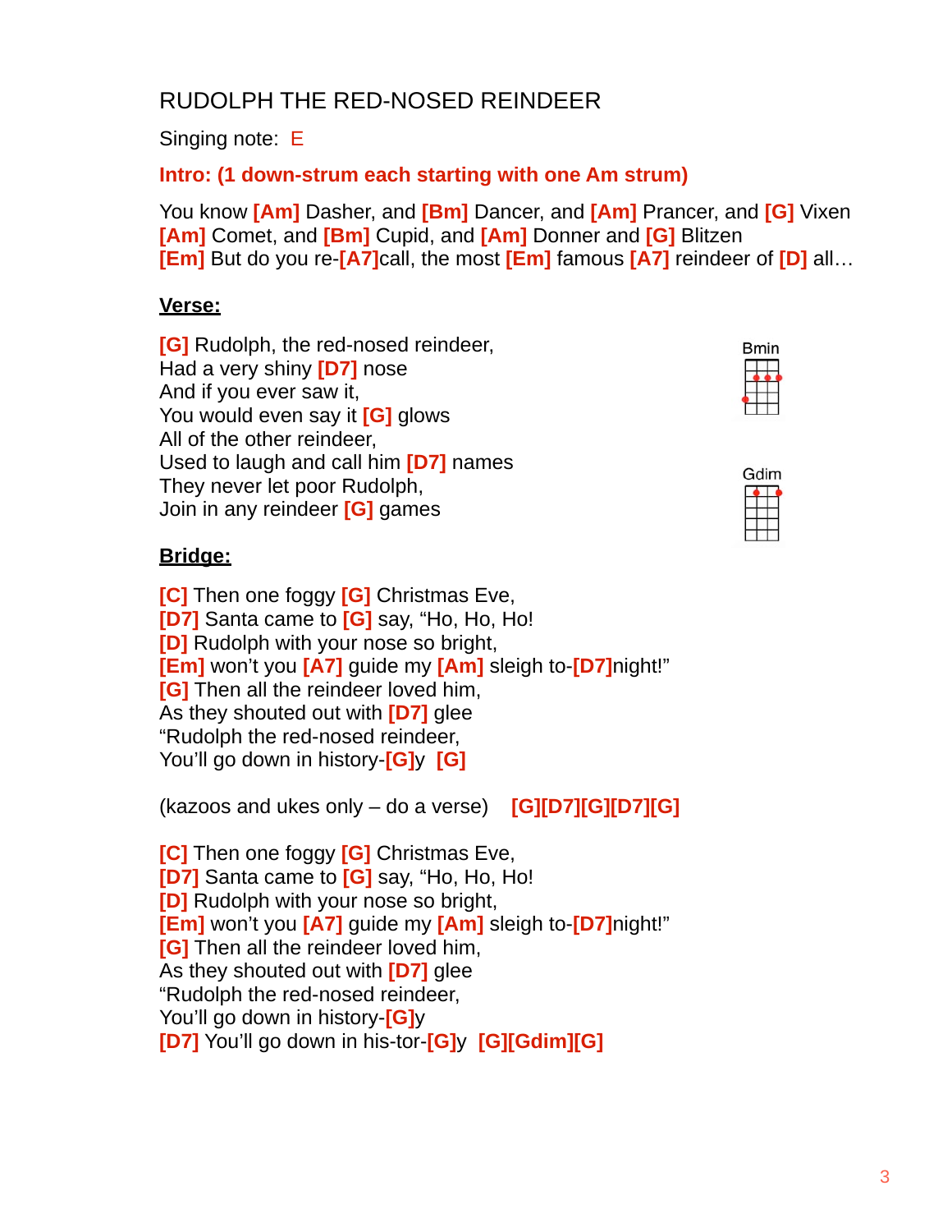# RUDOLPH THE RED-NOSED REINDEER

Singing note: E

**Intro: (1 down-strum each starting with one Am strum)**

You know [Am] Dasher, and [Bm] Dancer, and [Am] Prancer, and [G] Vixen
[Am] Comet, and [Bm] Cupid, and [Am] Donner and [G] Blitzen
[Em] But do you re-[A7]call, the most [Em] famous [A7] reindeer of [D] all…

**Verse:**

[G] Rudolph, the red-nosed reindeer,
Had a very shiny [D7] nose
And if you ever saw it,
You would even say it [G] glows
All of the other reindeer,
Used to laugh and call him [D7] names
They never let poor Rudolph,
Join in any reindeer [G] games

Bmin

Gdim

**Bridge:**

[C] Then one foggy [G] Christmas Eve,
[D7] Santa came to [G] say, "Ho, Ho, Ho!
[D] Rudolph with your nose so bright,
[Em] won't you [A7] guide my [Am] sleigh to-[D7]night!"
[G] Then all the reindeer loved him,
As they shouted out with [D7] glee
"Rudolph the red-nosed reindeer,
You'll go down in history-[G]y [G]

(kazoos and ukes only – do a verse) [G][D7][G][D7][G]

[C] Then one foggy [G] Christmas Eve,
[D7] Santa came to [G] say, "Ho, Ho, Ho!
[D] Rudolph with your nose so bright,
[Em] won't you [A7] guide my [Am] sleigh to-[D7]night!"
[G] Then all the reindeer loved him,
As they shouted out with [D7] glee
"Rudolph the red-nosed reindeer,
You'll go down in history-[G]y
[D7] You'll go down in his-tor-[G]y [G][Gdim][G]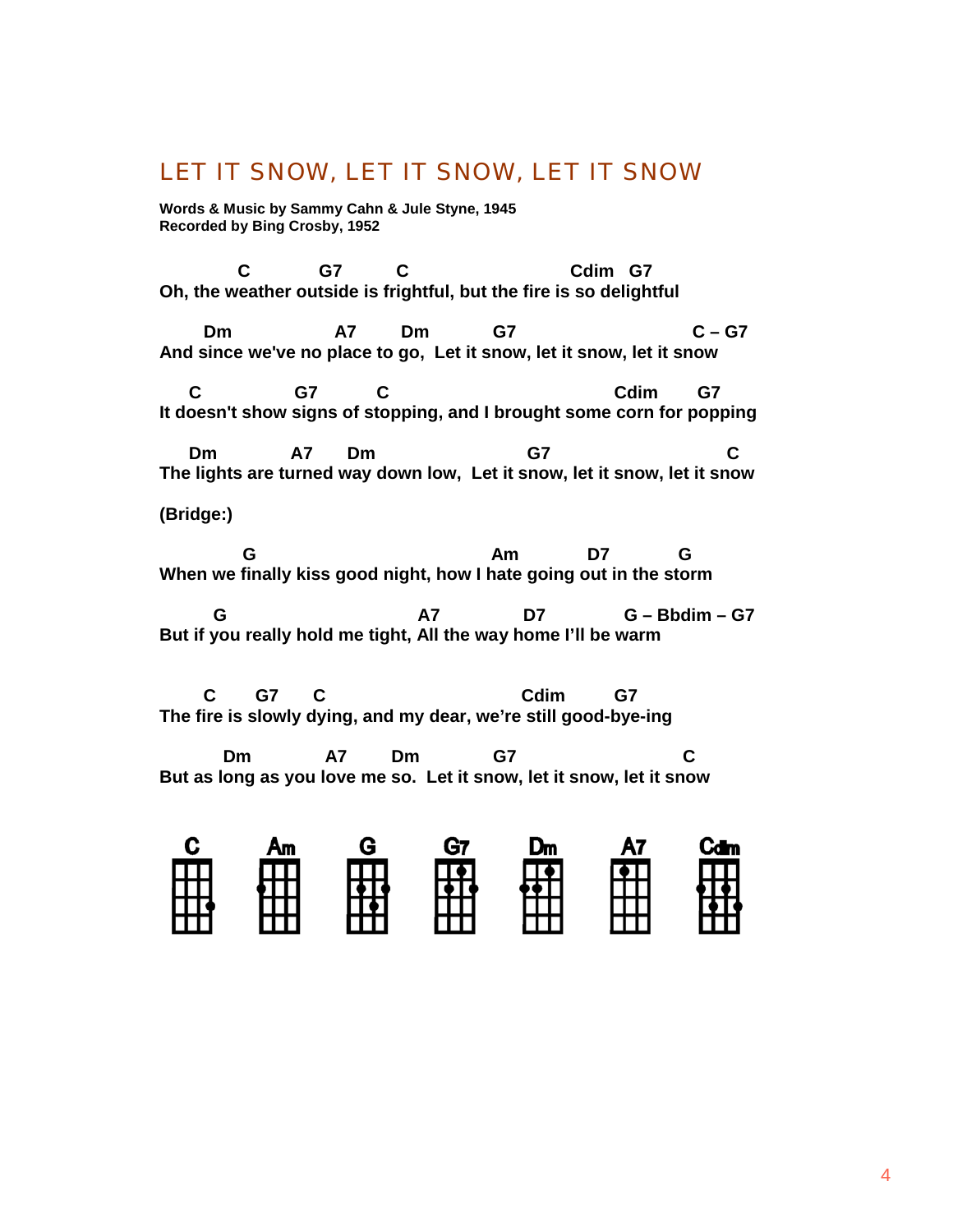# LET IT SNOW, LET IT SNOW, LET IT SNOW

**Words & Music by Sammy Cahn & Jule Styne, 1945**
**Recorded by Bing Crosby, 1952**

```
          C          G7         C                         Cdim   G7
Oh, the weather outside is frightful, but the fire is so delightful

      Dm               A7       Dm         G7                        C – G7
And since we've no place to go,  Let it snow, let it snow, let it snow

    C              G7         C                              Cdim       G7
It doesn't show signs of stopping, and I brought some corn for popping

    Dm           A7      Dm                     G7                       C
The lights are turned way down low,  Let it snow, let it snow, let it snow
```

**(Bridge:)**

```
          G                               Am          D7          G
When we finally kiss good night, how I hate going out in the storm

      G                          A7            D7            G – Bbdim – G7
But if you really hold me tight, All the way home I'll be warm


      C      G7     C                            Cdim        G7
The fire is slowly dying, and my dear, we're still good-bye-ing

        Dm           A7       Dm          G7                       C
But as long as you love me so.  Let it snow, let it snow, let it snow
```

C  Am  G  G7  Dm  A7  Cdim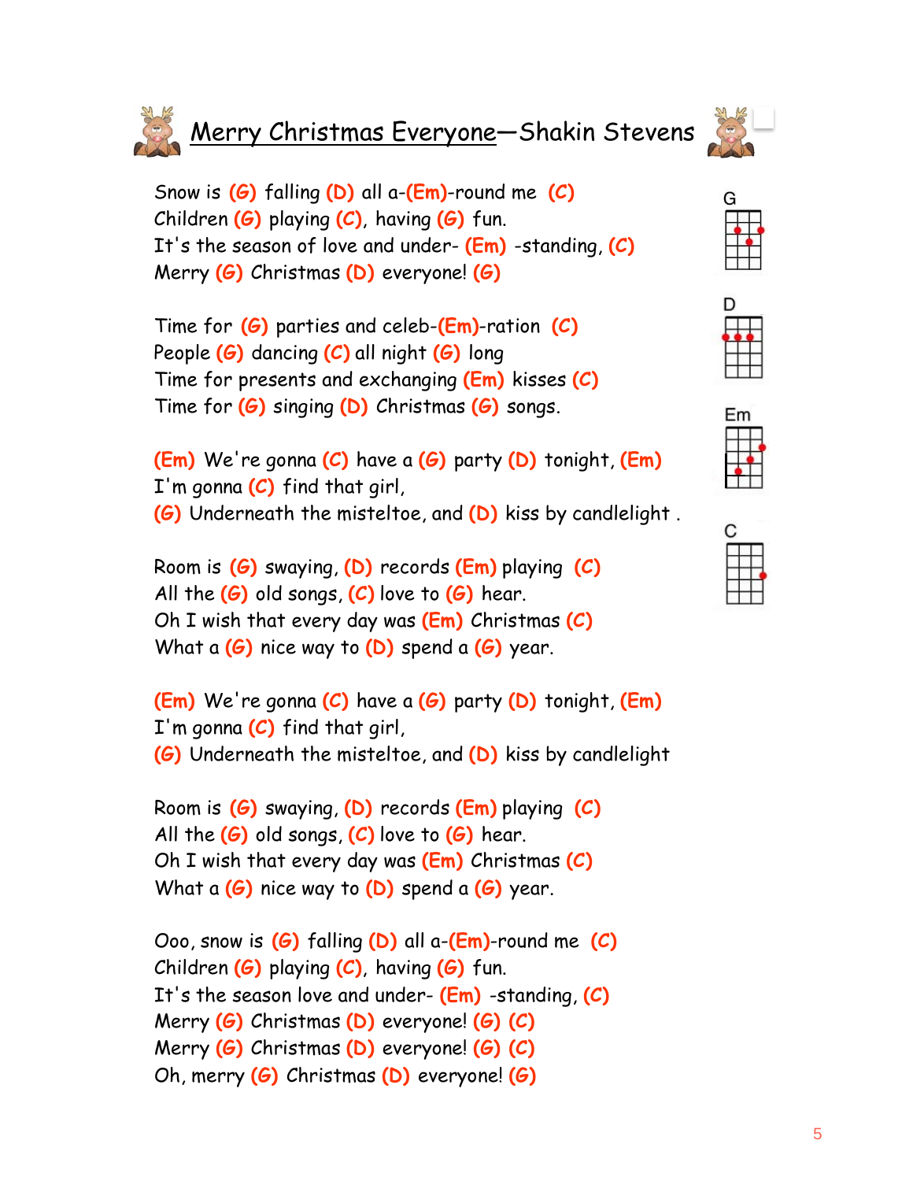# Merry Christmas Everyone—Shakin Stevens

Snow is (G) falling (D) all a-(Em)-round me (C)
Children (G) playing (C), having (G) fun.
It's the season of love and under- (Em) -standing, (C)
Merry (G) Christmas (D) everyone! (G)

Time for (G) parties and celeb-(Em)-ration (C)
People (G) dancing (C) all night (G) long
Time for presents and exchanging (Em) kisses (C)
Time for (G) singing (D) Christmas (G) songs.

(Em) We're gonna (C) have a (G) party (D) tonight, (Em)
I'm gonna (C) find that girl,
(G) Underneath the misteltoe, and (D) kiss by candlelight .

Room is (G) swaying, (D) records (Em) playing (C)
All the (G) old songs, (C) love to (G) hear.
Oh I wish that every day was (Em) Christmas (C)
What a (G) nice way to (D) spend a (G) year.

(Em) We're gonna (C) have a (G) party (D) tonight, (Em)
I'm gonna (C) find that girl,
(G) Underneath the misteltoe, and (D) kiss by candlelight

Room is (G) swaying, (D) records (Em) playing (C)
All the (G) old songs, (C) love to (G) hear.
Oh I wish that every day was (Em) Christmas (C)
What a (G) nice way to (D) spend a (G) year.

Ooo, snow is (G) falling (D) all a-(Em)-round me (C)
Children (G) playing (C), having (G) fun.
It's the season love and under- (Em) -standing, (C)
Merry (G) Christmas (D) everyone! (G) (C)
Merry (G) Christmas (D) everyone! (G) (C)
Oh, merry (G) Christmas (D) everyone! (G)

G

D

Em

C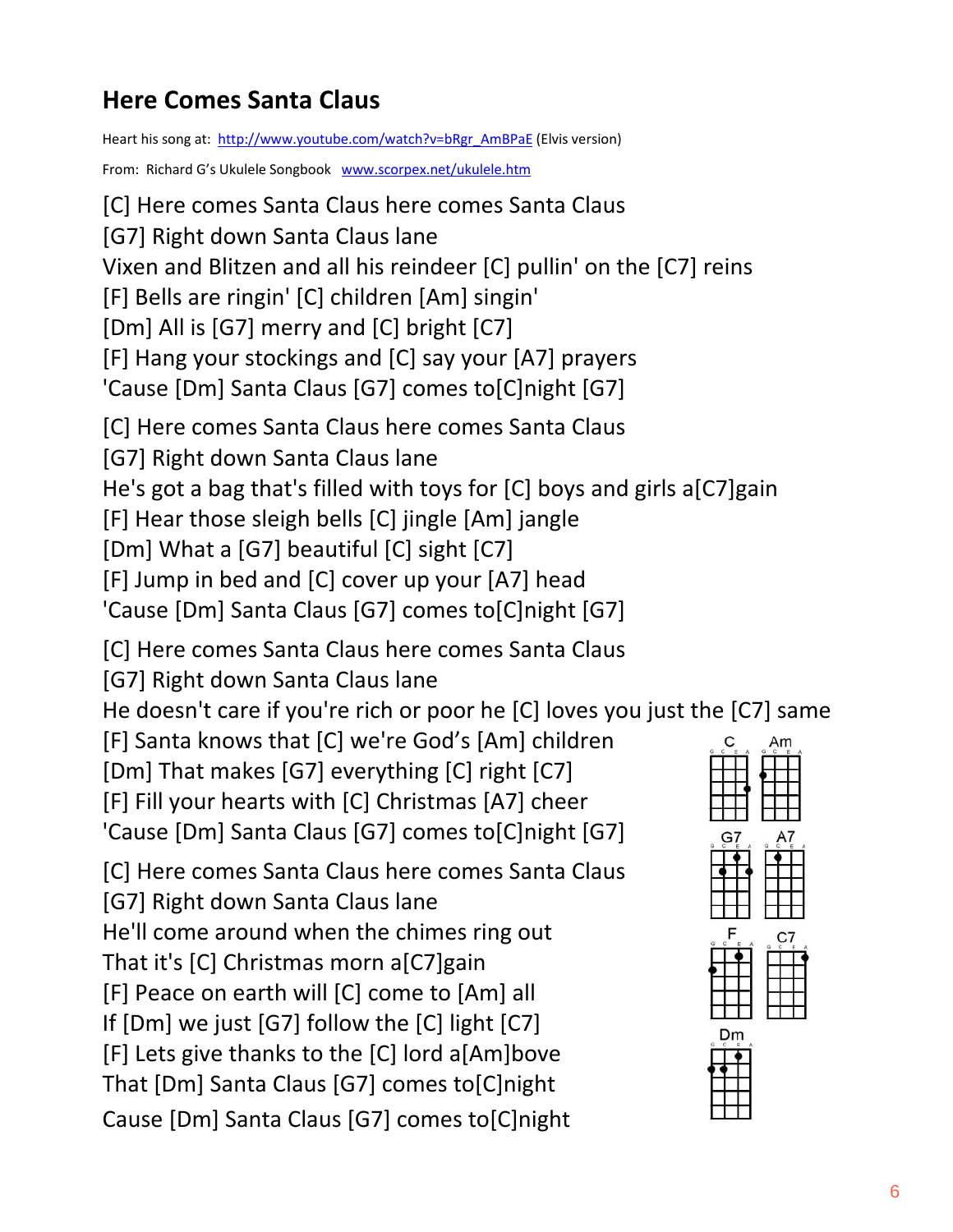## Here Comes Santa Claus

Heart his song at: http://www.youtube.com/watch?v=bRgr_AmBPaE (Elvis version)

From: Richard G's Ukulele Songbook www.scorpex.net/ukulele.htm

[C] Here comes Santa Claus here comes Santa Claus
[G7] Right down Santa Claus lane
Vixen and Blitzen and all his reindeer [C] pullin' on the [C7] reins
[F] Bells are ringin' [C] children [Am] singin'
[Dm] All is [G7] merry and [C] bright [C7]
[F] Hang your stockings and [C] say your [A7] prayers
'Cause [Dm] Santa Claus [G7] comes to[C]night [G7]

[C] Here comes Santa Claus here comes Santa Claus
[G7] Right down Santa Claus lane
He's got a bag that's filled with toys for [C] boys and girls a[C7]gain
[F] Hear those sleigh bells [C] jingle [Am] jangle
[Dm] What a [G7] beautiful [C] sight [C7]
[F] Jump in bed and [C] cover up your [A7] head
'Cause [Dm] Santa Claus [G7] comes to[C]night [G7]

[C] Here comes Santa Claus here comes Santa Claus
[G7] Right down Santa Claus lane
He doesn't care if you're rich or poor he [C] loves you just the [C7] same
[F] Santa knows that [C] we're God's [Am] children
[Dm] That makes [G7] everything [C] right [C7]
[F] Fill your hearts with [C] Christmas [A7] cheer
'Cause [Dm] Santa Claus [G7] comes to[C]night [G7]

[C] Here comes Santa Claus here comes Santa Claus
[G7] Right down Santa Claus lane
He'll come around when the chimes ring out
That it's [C] Christmas morn a[C7]gain
[F] Peace on earth will [C] come to [Am] all
If [Dm] we just [G7] follow the [C] light [C7]
[F] Lets give thanks to the [C] lord a[Am]bove
That [Dm] Santa Claus [G7] comes to[C]night
Cause [Dm] Santa Claus [G7] comes to[C]night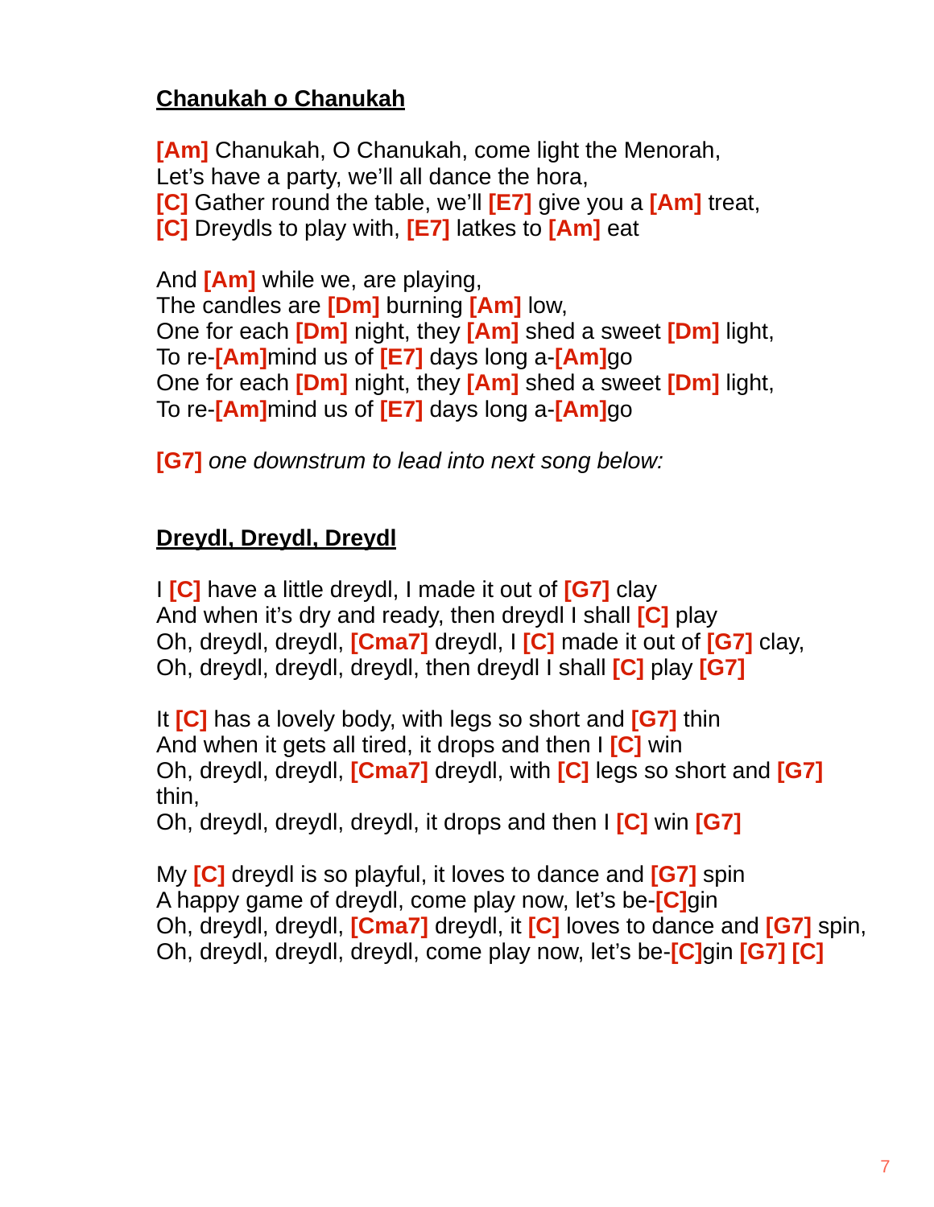**Chanukah o Chanukah**

[Am] Chanukah, O Chanukah, come light the Menorah,
Let's have a party, we'll all dance the hora,
[C] Gather round the table, we'll [E7] give you a [Am] treat,
[C] Dreydls to play with, [E7] latkes to [Am] eat

And [Am] while we, are playing,
The candles are [Dm] burning [Am] low,
One for each [Dm] night, they [Am] shed a sweet [Dm] light,
To re-[Am]mind us of [E7] days long a-[Am]go
One for each [Dm] night, they [Am] shed a sweet [Dm] light,
To re-[Am]mind us of [E7] days long a-[Am]go

[G7] *one downstrum to lead into next song below:*

**Dreydl, Dreydl, Dreydl**

I [C] have a little dreydl, I made it out of [G7] clay
And when it's dry and ready, then dreydl I shall [C] play
Oh, dreydl, dreydl, [Cma7] dreydl, I [C] made it out of [G7] clay,
Oh, dreydl, dreydl, dreydl, then dreydl I shall [C] play [G7]

It [C] has a lovely body, with legs so short and [G7] thin
And when it gets all tired, it drops and then I [C] win
Oh, dreydl, dreydl, [Cma7] dreydl, with [C] legs so short and [G7] thin,
Oh, dreydl, dreydl, dreydl, it drops and then I [C] win [G7]

My [C] dreydl is so playful, it loves to dance and [G7] spin
A happy game of dreydl, come play now, let's be-[C]gin
Oh, dreydl, dreydl, [Cma7] dreydl, it [C] loves to dance and [G7] spin,
Oh, dreydl, dreydl, dreydl, come play now, let's be-[C]gin [G7] [C]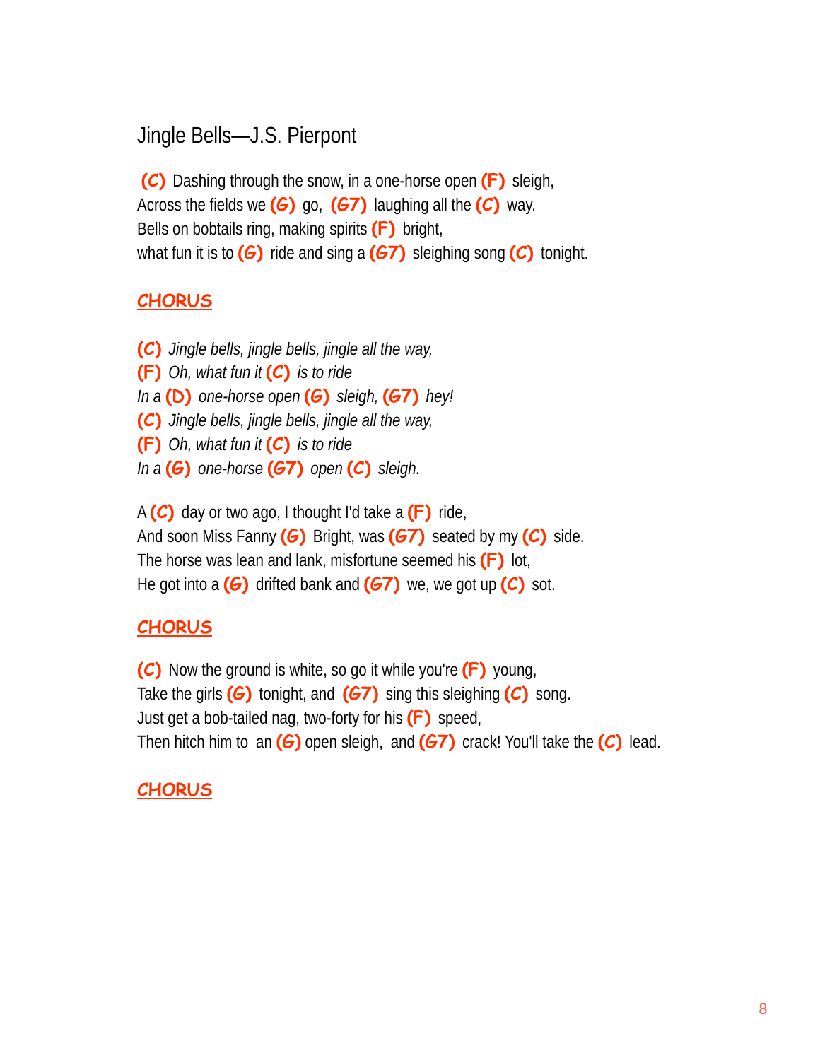# Jingle Bells—J.S. Pierpont

**(C)** Dashing through the snow, in a one-horse open **(F)** sleigh,
Across the fields we **(G)** go, **(G7)** laughing all the **(C)** way.
Bells on bobtails ring, making spirits **(F)** bright,
what fun it is to **(G)** ride and sing a **(G7)** sleighing song **(C)** tonight.

**CHORUS**

**(C)** *Jingle bells, jingle bells, jingle all the way,*
**(F)** *Oh, what fun it* **(C)** *is to ride*
*In a* **(D)** *one-horse open* **(G)** *sleigh,* **(G7)** *hey!*
**(C)** *Jingle bells, jingle bells, jingle all the way,*
**(F)** *Oh, what fun it* **(C)** *is to ride*
*In a* **(G)** *one-horse* **(G7)** *open* **(C)** *sleigh.*

A **(C)** day or two ago, I thought I'd take a **(F)** ride,
And soon Miss Fanny **(G)** Bright, was **(G7)** seated by my **(C)** side.
The horse was lean and lank, misfortune seemed his **(F)** lot,
He got into a **(G)** drifted bank and **(G7)** we, we got up **(C)** sot.

**CHORUS**

**(C)** Now the ground is white, so go it while you're **(F)** young,
Take the girls **(G)** tonight, and **(G7)** sing this sleighing **(C)** song.
Just get a bob-tailed nag, two-forty for his **(F)** speed,
Then hitch him to an **(G)** open sleigh, and **(G7)** crack! You'll take the **(C)** lead.

**CHORUS**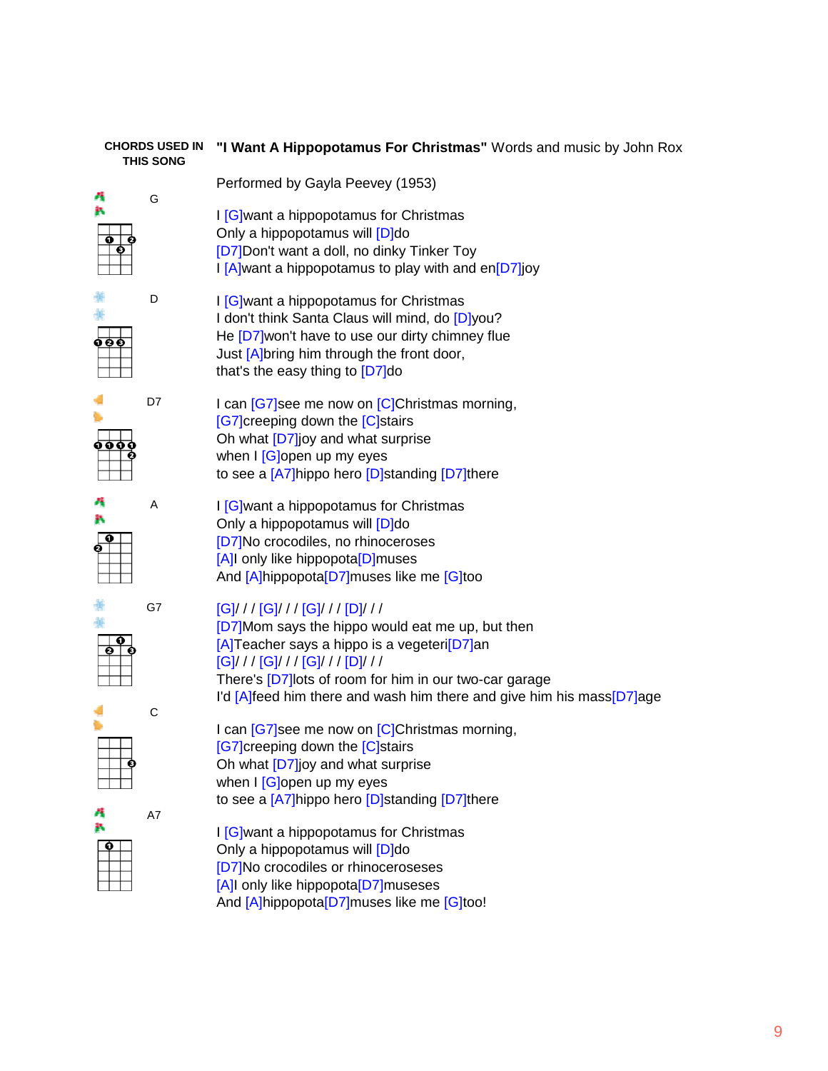**CHORDS USED IN THIS SONG**

G

D

D7

A

G7

C

A7

**"I Want A Hippopotamus For Christmas"** Words and music by John Rox

Performed by Gayla Peevey (1953)

I [G]want a hippopotamus for Christmas
Only a hippopotamus will [D]do
[D7]Don't want a doll, no dinky Tinker Toy
I [A]want a hippopotamus to play with and en[D7]joy

I [G]want a hippopotamus for Christmas
I don't think Santa Claus will mind, do [D]you?
He [D7]won't have to use our dirty chimney flue
Just [A]bring him through the front door,
that's the easy thing to [D7]do

I can [G7]see me now on [C]Christmas morning,
[G7]creeping down the [C]stairs
Oh what [D7]joy and what surprise
when I [G]open up my eyes
to see a [A7]hippo hero [D]standing [D7]there

I [G]want a hippopotamus for Christmas
Only a hippopotamus will [D]do
[D7]No crocodiles, no rhinoceroses
[A]I only like hippopota[D]muses
And [A]hippopota[D7]muses like me [G]too

[G]/ / / [G]/ / / [G]/ / / [D]/ / /
[D7]Mom says the hippo would eat me up, but then
[A]Teacher says a hippo is a vegeteri[D7]an
[G]/ / / [G]/ / / [G]/ / / [D]/ / /
There's [D7]lots of room for him in our two-car garage
I'd [A]feed him there and wash him there and give him his mass[D7]age

I can [G7]see me now on [C]Christmas morning,
[G7]creeping down the [C]stairs
Oh what [D7]joy and what surprise
when I [G]open up my eyes
to see a [A7]hippo hero [D]standing [D7]there

I [G]want a hippopotamus for Christmas
Only a hippopotamus will [D]do
[D7]No crocodiles or rhinoceroseses
[A]I only like hippopota[D7]museses
And [A]hippopota[D7]muses like me [G]too!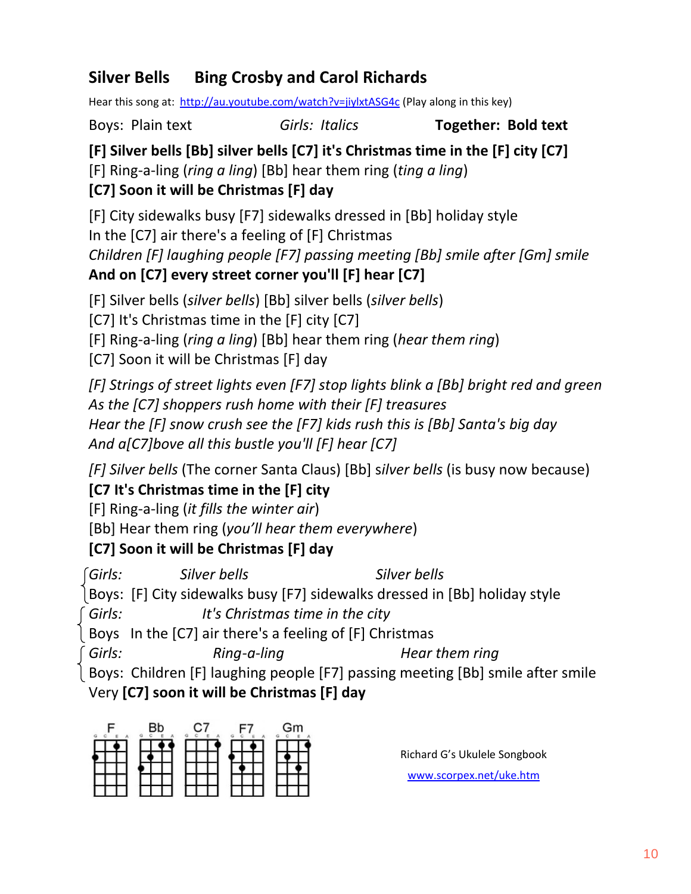## Silver Bells     Bing Crosby and Carol Richards

Hear this song at: http://au.youtube.com/watch?v=jiylxtASG4c (Play along in this key)

Boys: Plain text          *Girls: Italics*          **Together: Bold text**

**[F] Silver bells [Bb] silver bells [C7] it's Christmas time in the [F] city [C7]**
[F] Ring-a-ling (*ring a ling*) [Bb] hear them ring (*ting a ling*)
**[C7] Soon it will be Christmas [F] day**

[F] City sidewalks busy [F7] sidewalks dressed in [Bb] holiday style
In the [C7] air there's a feeling of [F] Christmas
*Children [F] laughing people [F7] passing meeting [Bb] smile after [Gm] smile*
**And on [C7] every street corner you'll [F] hear [C7]**

[F] Silver bells (*silver bells*) [Bb] silver bells (*silver bells*)
[C7] It's Christmas time in the [F] city [C7]
[F] Ring-a-ling (*ring a ling*) [Bb] hear them ring (*hear them ring*)
[C7] Soon it will be Christmas [F] day

*[F] Strings of street lights even [F7] stop lights blink a [Bb] bright red and green*
*As the [C7] shoppers rush home with their [F] treasures*
*Hear the [F] snow crush see the [F7] kids rush this is [Bb] Santa's big day*
*And a[C7]bove all this bustle you'll [F] hear [C7]*

*[F] Silver bells* (The corner Santa Claus) [Bb] s*ilver bells* (is busy now because)
**[C7 It's Christmas time in the [F] city**
[F] Ring-a-ling (*it fills the winter air*)
[Bb] Hear them ring (*you'll hear them everywhere*)
**[C7] Soon it will be Christmas [F] day**

*Girls:          Silver bells                    Silver bells*
Boys: [F] City sidewalks busy [F7] sidewalks dressed in [Bb] holiday style
*Girls:               It's Christmas time in the city*
Boys  In the [C7] air there's a feeling of [F] Christmas
*Girls:               Ring-a-ling               Hear them ring*
Boys: Children [F] laughing people [F7] passing meeting [Bb] smile after smile
Very **[C7] soon it will be Christmas [F] day**

F  Bb  C7  F7  Gm

Richard G's Ukulele Songbook
www.scorpex.net/uke.htm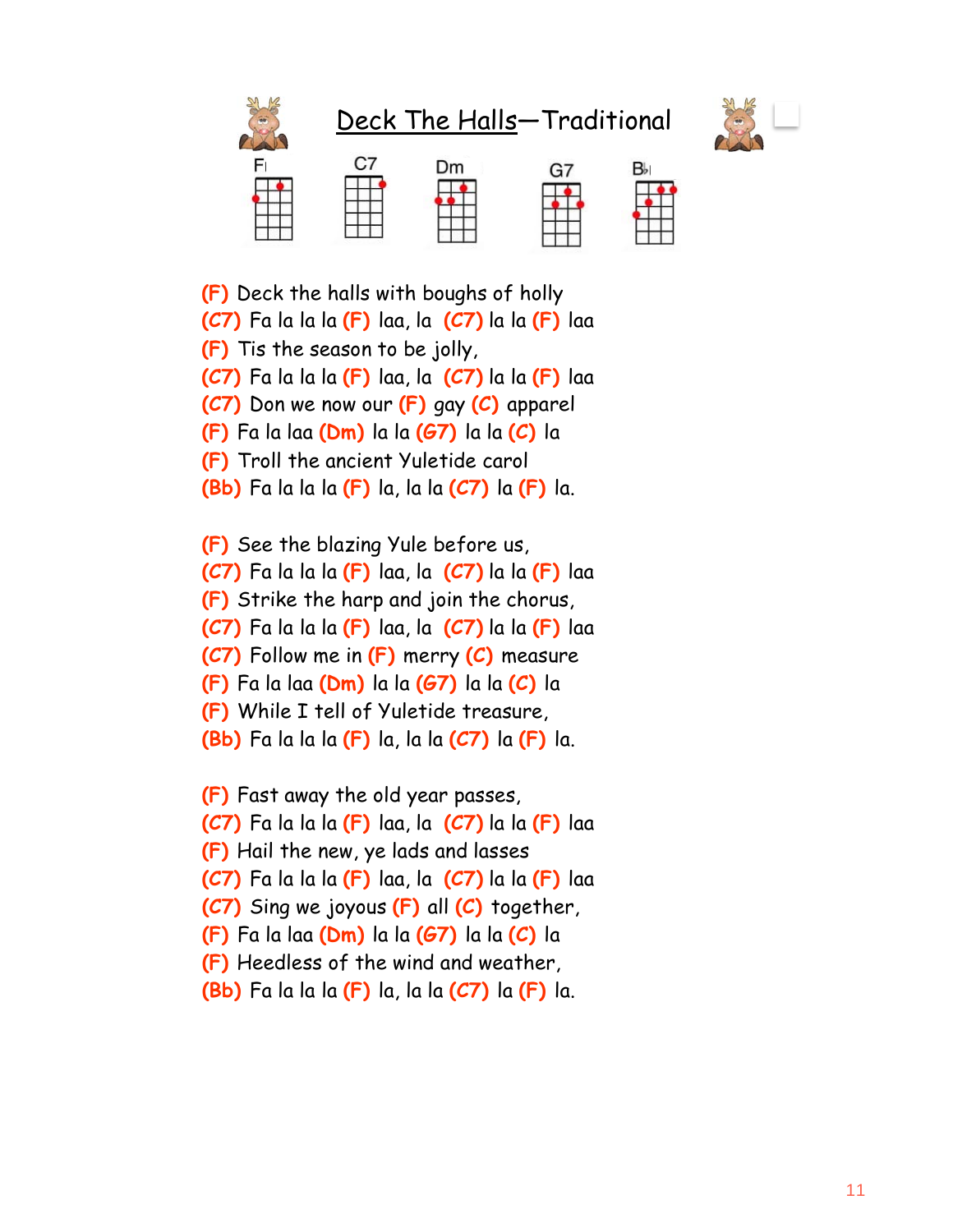# Deck The Halls—Traditional

F C7 Dm G7 Bb

(F) Deck the halls with boughs of holly
(C7) Fa la la la (F) laa, la (C7) la la (F) laa
(F) Tis the season to be jolly,
(C7) Fa la la la (F) laa, la (C7) la la (F) laa
(C7) Don we now our (F) gay (C) apparel
(F) Fa la laa (Dm) la la (G7) la la (C) la
(F) Troll the ancient Yuletide carol
(Bb) Fa la la la (F) la, la la (C7) la (F) la.

(F) See the blazing Yule before us,
(C7) Fa la la la (F) laa, la (C7) la la (F) laa
(F) Strike the harp and join the chorus,
(C7) Fa la la la (F) laa, la (C7) la la (F) laa
(C7) Follow me in (F) merry (C) measure
(F) Fa la laa (Dm) la la (G7) la la (C) la
(F) While I tell of Yuletide treasure,
(Bb) Fa la la la (F) la, la la (C7) la (F) la.

(F) Fast away the old year passes,
(C7) Fa la la la (F) laa, la (C7) la la (F) laa
(F) Hail the new, ye lads and lasses
(C7) Fa la la la (F) laa, la (C7) la la (F) laa
(C7) Sing we joyous (F) all (C) together,
(F) Fa la laa (Dm) la la (G7) la la (C) la
(F) Heedless of the wind and weather,
(Bb) Fa la la la (F) la, la la (C7) la (F) la.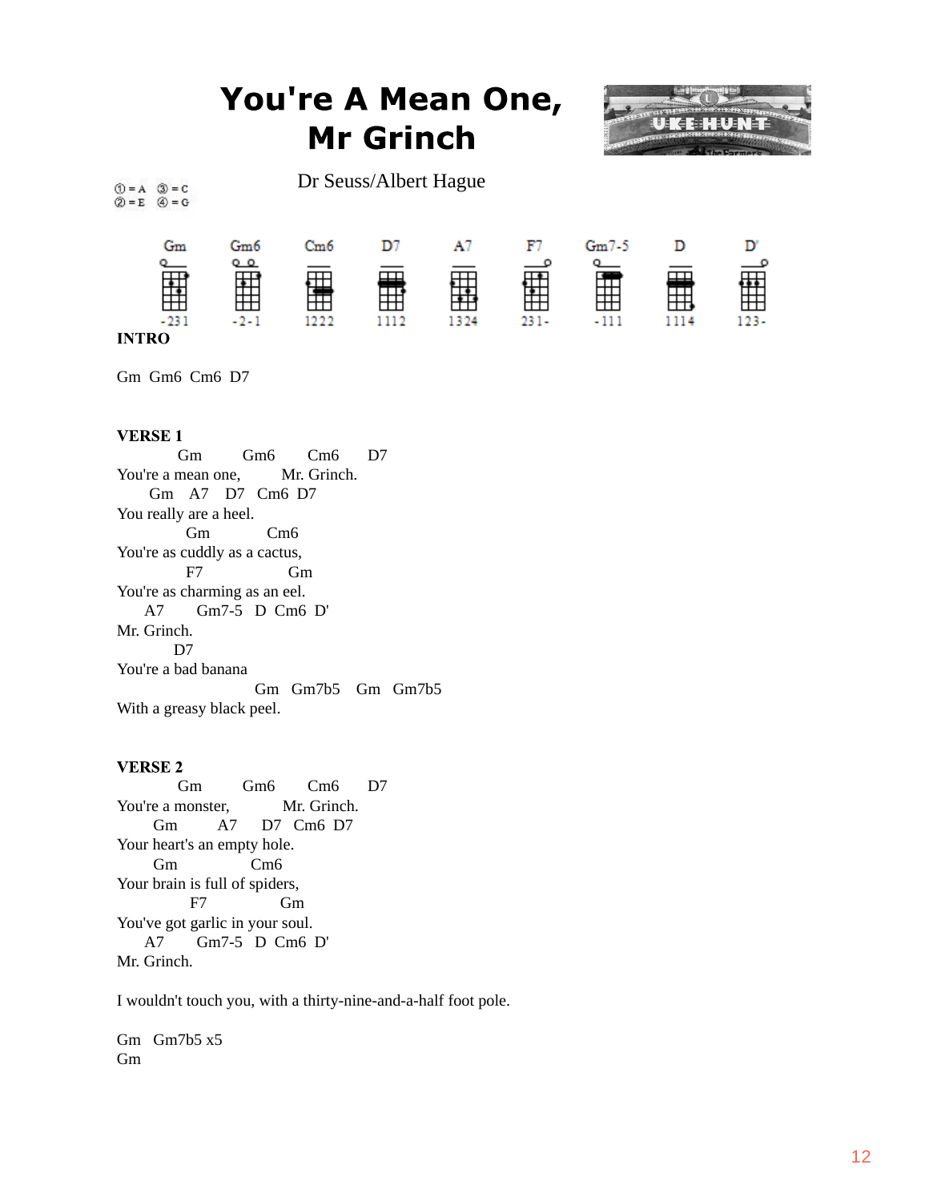# You're A Mean One, Mr Grinch

Dr Seuss/Albert Hague

①= A ③= C
②= E ④= G

Gm Gm6 Cm6 D7 A7 F7 Gm7-5 D D'

-231 -2-1 1222 1112 1324 231- -111 1114 123-

**INTRO**

Gm Gm6 Cm6 D7

**VERSE 1**

```
         Gm        Gm6      Cm6     D7
You're a mean one,         Mr. Grinch.
      Gm   A7   D7  Cm6  D7
You really are a heel.
            Gm          Cm6
You're as cuddly as a cactus,
            F7                Gm
You're as charming as an eel.
     A7       Gm7-5   D  Cm6  D'
Mr. Grinch.
          D7
You're a bad banana
                         Gm   Gm7b5   Gm   Gm7b5
With a greasy black peel.
```

**VERSE 2**

```
         Gm        Gm6      Cm6     D7
You're a monster,           Mr. Grinch.
       Gm        A7     D7  Cm6  D7
Your heart's an empty hole.
       Gm             Cm6
Your brain is full of spiders,
             F7             Gm
You've got garlic in your soul.
     A7       Gm7-5   D  Cm6  D'
Mr. Grinch.
```

I wouldn't touch you, with a thirty-nine-and-a-half foot pole.

Gm Gm7b5 x5
Gm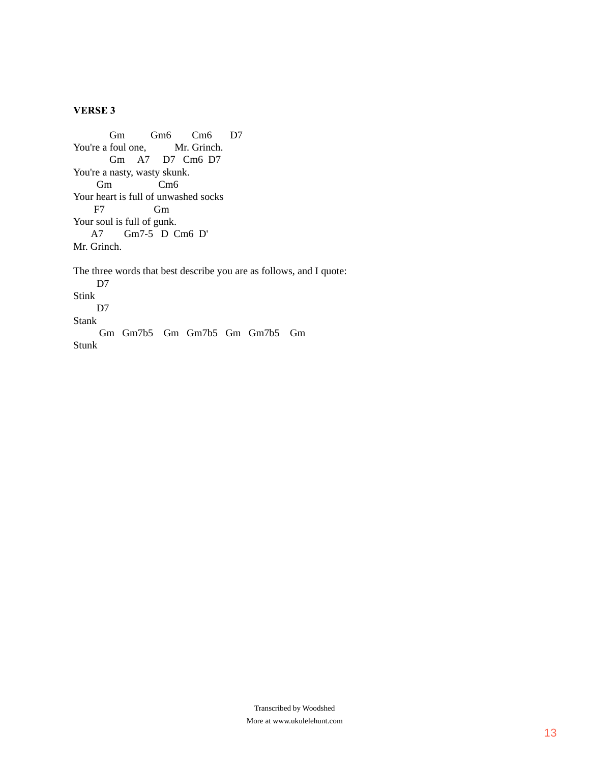**VERSE 3**

```
          Gm         Gm6        Cm6       D7
You're a foul one,          Mr. Grinch.
          Gm    A7     D7   Cm6  D7
You're a nasty, wasty skunk.
      Gm                Cm6
Your heart is full of unwashed socks
      F7                Gm
Your soul is full of gunk.
     A7        Gm7-5   D  Cm6  D'
Mr. Grinch.

The three words that best describe you are as follows, and I quote:
      D7
Stink
      D7
Stank
       Gm   Gm7b5   Gm   Gm7b5   Gm   Gm7b5   Gm
Stunk
```

Transcribed by Woodshed

More at www.ukulelehunt.com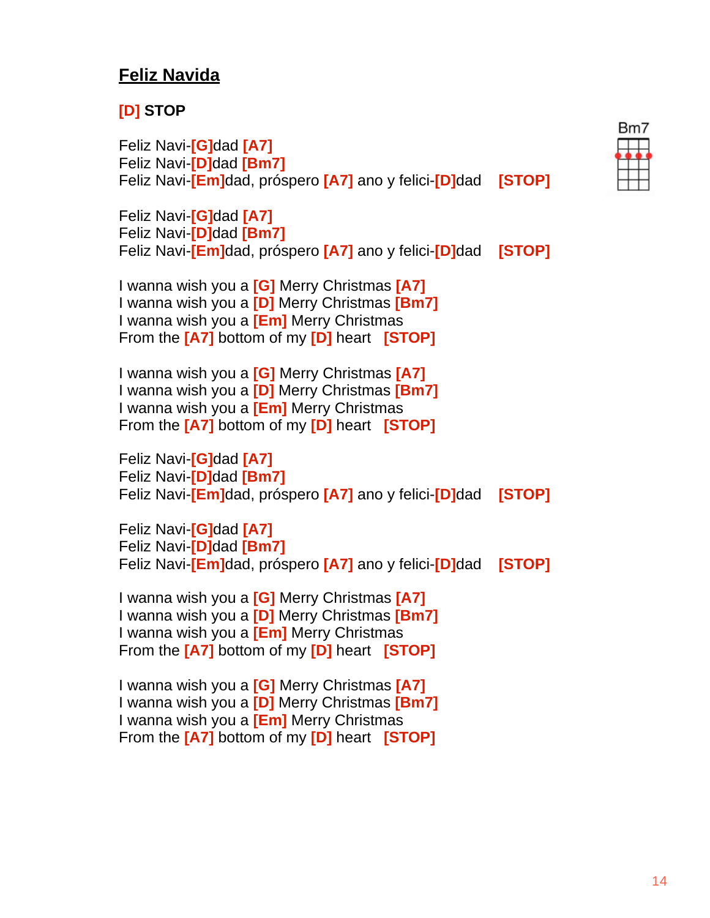## **Feliz Navida**

**[D] STOP**

Feliz Navi-[G]dad [A7]
Feliz Navi-[D]dad [Bm7]
Feliz Navi-[Em]dad, próspero [A7] ano y felici-[D]dad [STOP]

Feliz Navi-[G]dad [A7]
Feliz Navi-[D]dad [Bm7]
Feliz Navi-[Em]dad, próspero [A7] ano y felici-[D]dad [STOP]

I wanna wish you a [G] Merry Christmas [A7]
I wanna wish you a [D] Merry Christmas [Bm7]
I wanna wish you a [Em] Merry Christmas
From the [A7] bottom of my [D] heart [STOP]

I wanna wish you a [G] Merry Christmas [A7]
I wanna wish you a [D] Merry Christmas [Bm7]
I wanna wish you a [Em] Merry Christmas
From the [A7] bottom of my [D] heart [STOP]

Feliz Navi-[G]dad [A7]
Feliz Navi-[D]dad [Bm7]
Feliz Navi-[Em]dad, próspero [A7] ano y felici-[D]dad [STOP]

Feliz Navi-[G]dad [A7]
Feliz Navi-[D]dad [Bm7]
Feliz Navi-[Em]dad, próspero [A7] ano y felici-[D]dad [STOP]

I wanna wish you a [G] Merry Christmas [A7]
I wanna wish you a [D] Merry Christmas [Bm7]
I wanna wish you a [Em] Merry Christmas
From the [A7] bottom of my [D] heart [STOP]

I wanna wish you a [G] Merry Christmas [A7]
I wanna wish you a [D] Merry Christmas [Bm7]
I wanna wish you a [Em] Merry Christmas
From the [A7] bottom of my [D] heart [STOP]

Bm7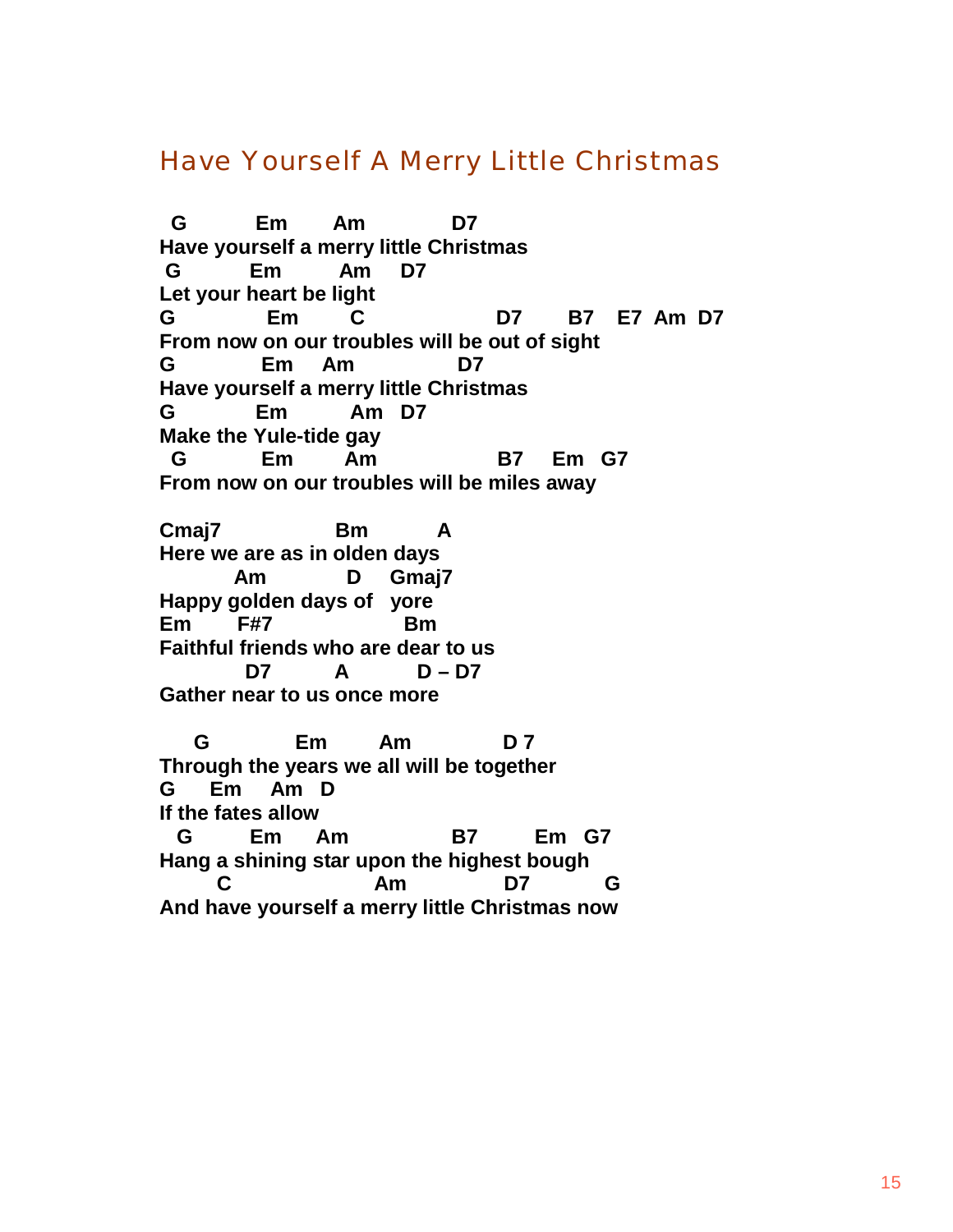## Have Yourself A Merry Little Christmas

```
 G         Em       Am           D7
Have yourself a merry little Christmas
 G         Em       Am    D7
Let your heart be light
G           Em       C                D7      B7   E7  Am  D7
From now on our troubles will be out of sight
G          Em    Am            D7
Have yourself a merry little Christmas
G          Em        Am   D7
Make the Yule-tide gay
 G          Em       Am               B7    Em  G7
From now on our troubles will be miles away

Cmaj7              Bm         A
Here we are as in olden days
        Am          D    Gmaj7
Happy golden days of   yore
Em      F#7                Bm
Faithful friends who are dear to us
          D7        A         D – D7
Gather near to us once more

    G          Em       Am           D 7
Through the years we all will be together
G     Em     Am  D
If the fates allow
  G        Em     Am           B7        Em   G7
Hang a shining star upon the highest bough
      C                 Am           D7          G
And have yourself a merry little Christmas now
```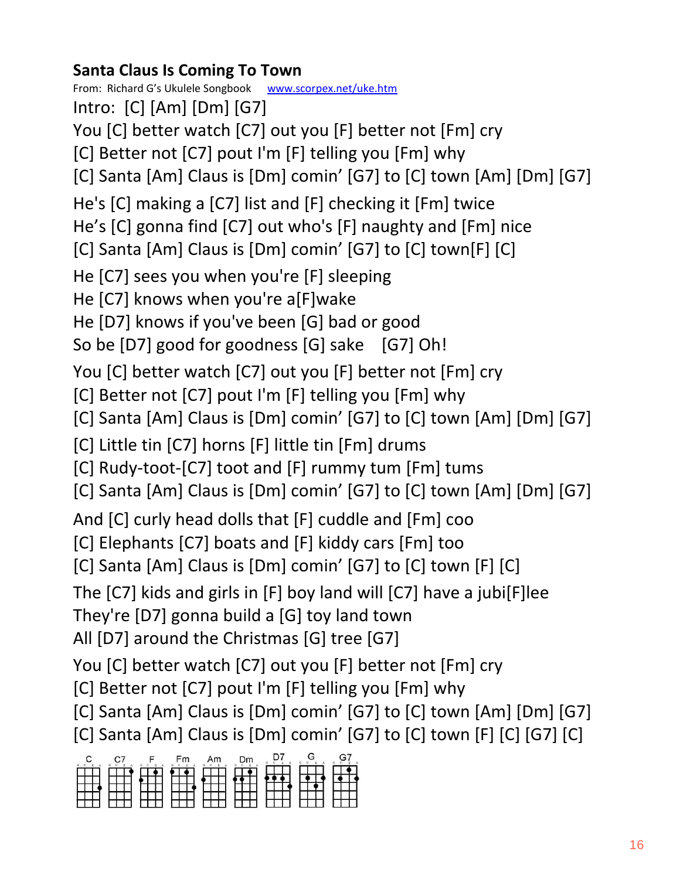**Santa Claus Is Coming To Town**

From: Richard G's Ukulele Songbook www.scorpex.net/uke.htm

Intro: [C] [Am] [Dm] [G7]

You [C] better watch [C7] out you [F] better not [Fm] cry
[C] Better not [C7] pout I'm [F] telling you [Fm] why
[C] Santa [Am] Claus is [Dm] comin' [G7] to [C] town [Am] [Dm] [G7]

He's [C] making a [C7] list and [F] checking it [Fm] twice
He's [C] gonna find [C7] out who's [F] naughty and [Fm] nice
[C] Santa [Am] Claus is [Dm] comin' [G7] to [C] town[F] [C]

He [C7] sees you when you're [F] sleeping
He [C7] knows when you're a[F]wake
He [D7] knows if you've been [G] bad or good
So be [D7] good for goodness [G] sake [G7] Oh!

You [C] better watch [C7] out you [F] better not [Fm] cry
[C] Better not [C7] pout I'm [F] telling you [Fm] why
[C] Santa [Am] Claus is [Dm] comin' [G7] to [C] town [Am] [Dm] [G7]

[C] Little tin [C7] horns [F] little tin [Fm] drums
[C] Rudy-toot-[C7] toot and [F] rummy tum [Fm] tums
[C] Santa [Am] Claus is [Dm] comin' [G7] to [C] town [Am] [Dm] [G7]

And [C] curly head dolls that [F] cuddle and [Fm] coo
[C] Elephants [C7] boats and [F] kiddy cars [Fm] too
[C] Santa [Am] Claus is [Dm] comin' [G7] to [C] town [F] [C]

The [C7] kids and girls in [F] boy land will [C7] have a jubi[F]lee
They're [D7] gonna build a [G] toy land town
All [D7] around the Christmas [G] tree [G7]

You [C] better watch [C7] out you [F] better not [Fm] cry
[C] Better not [C7] pout I'm [F] telling you [Fm] why
[C] Santa [Am] Claus is [Dm] comin' [G7] to [C] town [Am] [Dm] [G7]
[C] Santa [Am] Claus is [Dm] comin' [G7] to [C] town [F] [C] [G7] [C]

C C7 F Fm Am Dm D7 G G7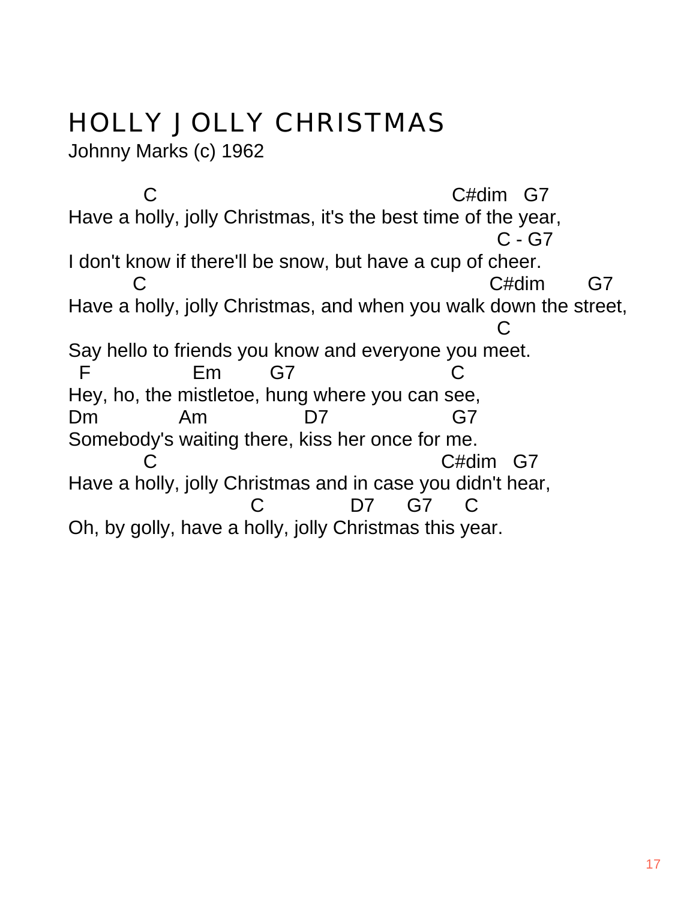# HOLLY JOLLY CHRISTMAS

Johnny Marks (c) 1962

```
           C                                        C#dim   G7
Have a holly, jolly Christmas, it's the best time of the year,
                                                          C - G7
I don't know if there'll be snow, but have a cup of cheer.
         C                                               C#dim      G7
Have a holly, jolly Christmas, and when you walk down the street,
                                                          C
Say hello to friends you know and everyone you meet.
  F              Em       G7                    C
Hey, ho, the mistletoe, hung where you can see,
Dm            Am              D7                  G7
Somebody's waiting there, kiss her once for me.
           C                                      C#dim   G7
Have a holly, jolly Christmas and in case you didn't hear,
                         C             D7      G7      C
Oh, by golly, have a holly, jolly Christmas this year.
```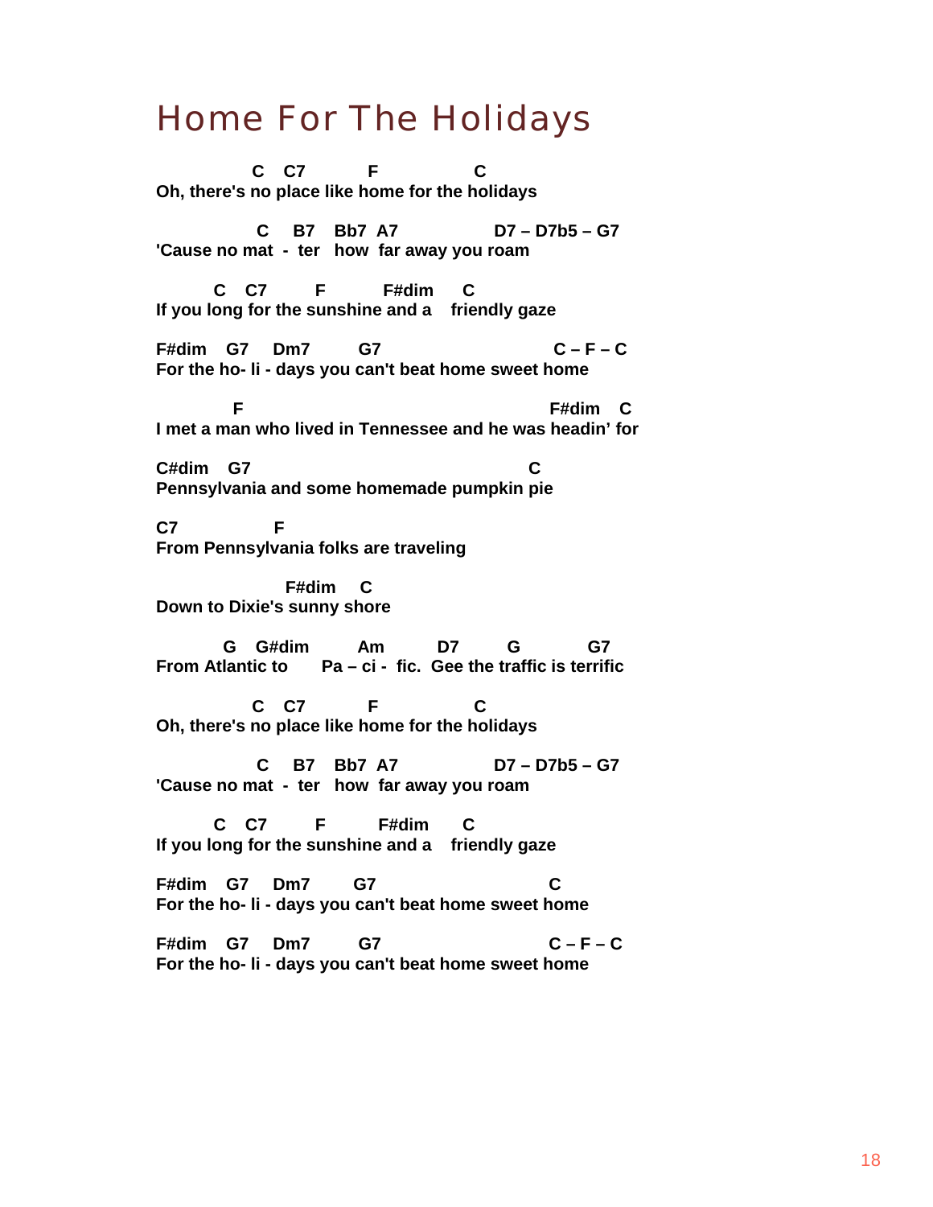# Home For The Holidays

```
            C   C7          F               C
Oh, there's no place like home for the holidays

             C    B7   Bb7  A7              D7 – D7b5 – G7
'Cause no mat  -  ter   how  far away you roam

       C   C7        F         F#dim     C
If you long for the sunshine and a    friendly gaze

F#dim   G7    Dm7       G7                        C – F – C
For the ho- li - days you can't beat home sweet home

         F                                              F#dim    C
I met a man who lived in Tennessee and he was headin' for

C#dim    G7                                          C
Pennsylvania and some homemade pumpkin pie

C7              F
From Pennsylvania folks are traveling

                F#dim    C
Down to Dixie's sunny shore

        G   G#dim        Am        D7        G          G7
From Atlantic to      Pa – ci -  fic.  Gee the traffic is terrific

            C   C7          F               C
Oh, there's no place like home for the holidays

             C    B7   Bb7  A7              D7 – D7b5 – G7
'Cause no mat  -  ter   how  far away you roam

       C   C7        F        F#dim      C
If you long for the sunshine and a    friendly gaze

F#dim   G7    Dm7      G7                          C
For the ho- li - days you can't beat home sweet home

F#dim   G7    Dm7       G7                        C – F – C
For the ho- li - days you can't beat home sweet home
```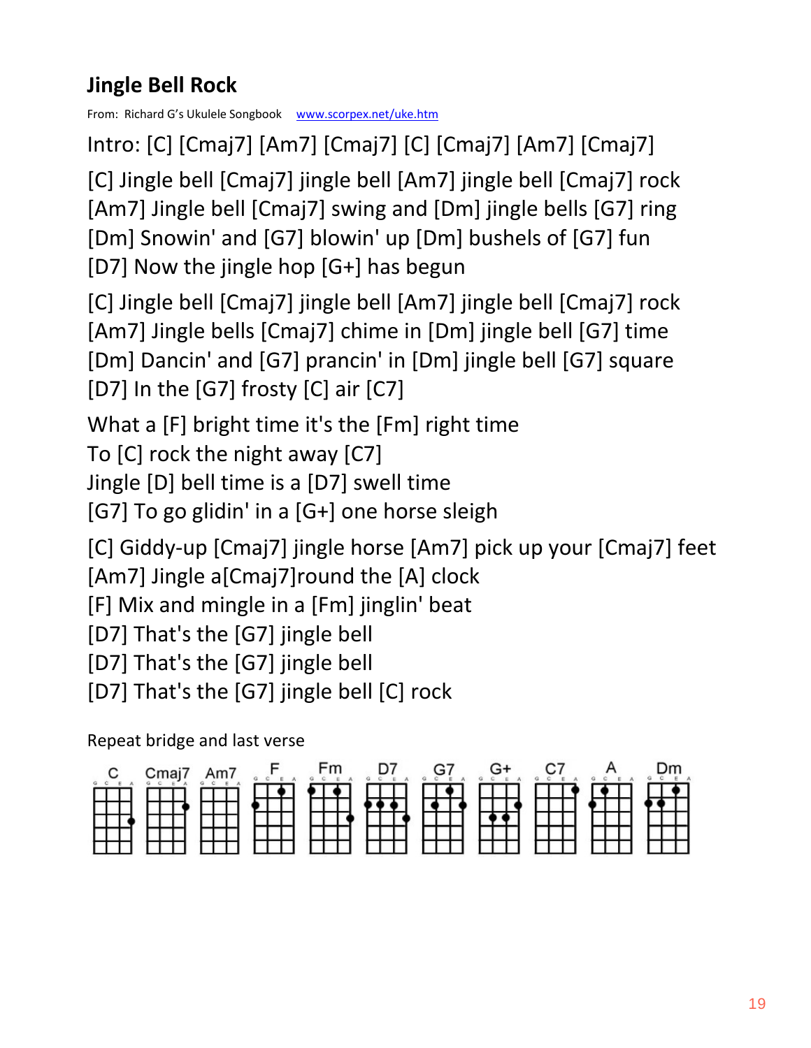## Jingle Bell Rock

From: Richard G's Ukulele Songbook www.scorpex.net/uke.htm

Intro: [C] [Cmaj7] [Am7] [Cmaj7] [C] [Cmaj7] [Am7] [Cmaj7]

[C] Jingle bell [Cmaj7] jingle bell [Am7] jingle bell [Cmaj7] rock
[Am7] Jingle bell [Cmaj7] swing and [Dm] jingle bells [G7] ring
[Dm] Snowin' and [G7] blowin' up [Dm] bushels of [G7] fun
[D7] Now the jingle hop [G+] has begun

[C] Jingle bell [Cmaj7] jingle bell [Am7] jingle bell [Cmaj7] rock
[Am7] Jingle bells [Cmaj7] chime in [Dm] jingle bell [G7] time
[Dm] Dancin' and [G7] prancin' in [Dm] jingle bell [G7] square
[D7] In the [G7] frosty [C] air [C7]

What a [F] bright time it's the [Fm] right time
To [C] rock the night away [C7]
Jingle [D] bell time is a [D7] swell time
[G7] To go glidin' in a [G+] one horse sleigh

[C] Giddy-up [Cmaj7] jingle horse [Am7] pick up your [Cmaj7] feet
[Am7] Jingle a[Cmaj7]round the [A] clock
[F] Mix and mingle in a [Fm] jinglin' beat
[D7] That's the [G7] jingle bell
[D7] That's the [G7] jingle bell
[D7] That's the [G7] jingle bell [C] rock

Repeat bridge and last verse

C Cmaj7 Am7 F Fm D7 G7 G+ C7 A Dm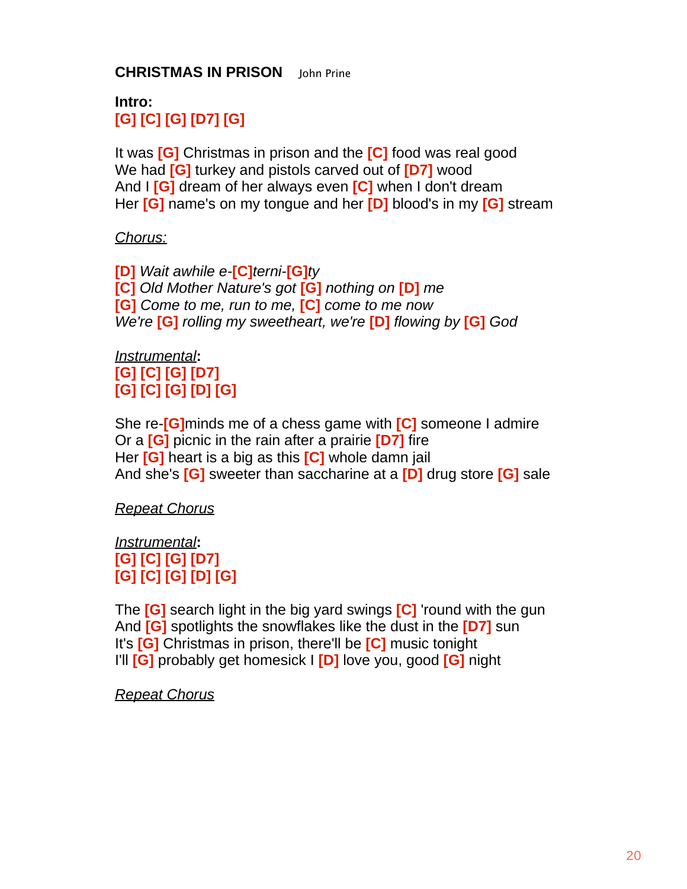**CHRISTMAS IN PRISON** John Prine

**Intro:**
[G] [C] [G] [D7] [G]

It was [G] Christmas in prison and the [C] food was real good
We had [G] turkey and pistols carved out of [D7] wood
And I [G] dream of her always even [C] when I don't dream
Her [G] name's on my tongue and her [D] blood's in my [G] stream

<u>Chorus:</u>

[D] *Wait awhile e-*[C]*terni-*[G]*ty*
[C] *Old Mother Nature's got* [G] *nothing on* [D] *me*
[G] *Come to me, run to me,* [C] *come to me now*
*We're* [G] *rolling my sweetheart, we're* [D] *flowing by* [G] *God*

<u>Instrumental</u>**:**
[G] [C] [G] [D7]
[G] [C] [G] [D] [G]

She re-[G]minds me of a chess game with [C] someone I admire
Or a [G] picnic in the rain after a prairie [D7] fire
Her [G] heart is a big as this [C] whole damn jail
And she's [G] sweeter than saccharine at a [D] drug store [G] sale

<u>Repeat Chorus</u>

<u>Instrumental</u>**:**
[G] [C] [G] [D7]
[G] [C] [G] [D] [G]

The [G] search light in the big yard swings [C] 'round with the gun
And [G] spotlights the snowflakes like the dust in the [D7] sun
It's [G] Christmas in prison, there'll be [C] music tonight
I'll [G] probably get homesick I [D] love you, good [G] night

<u>Repeat Chorus</u>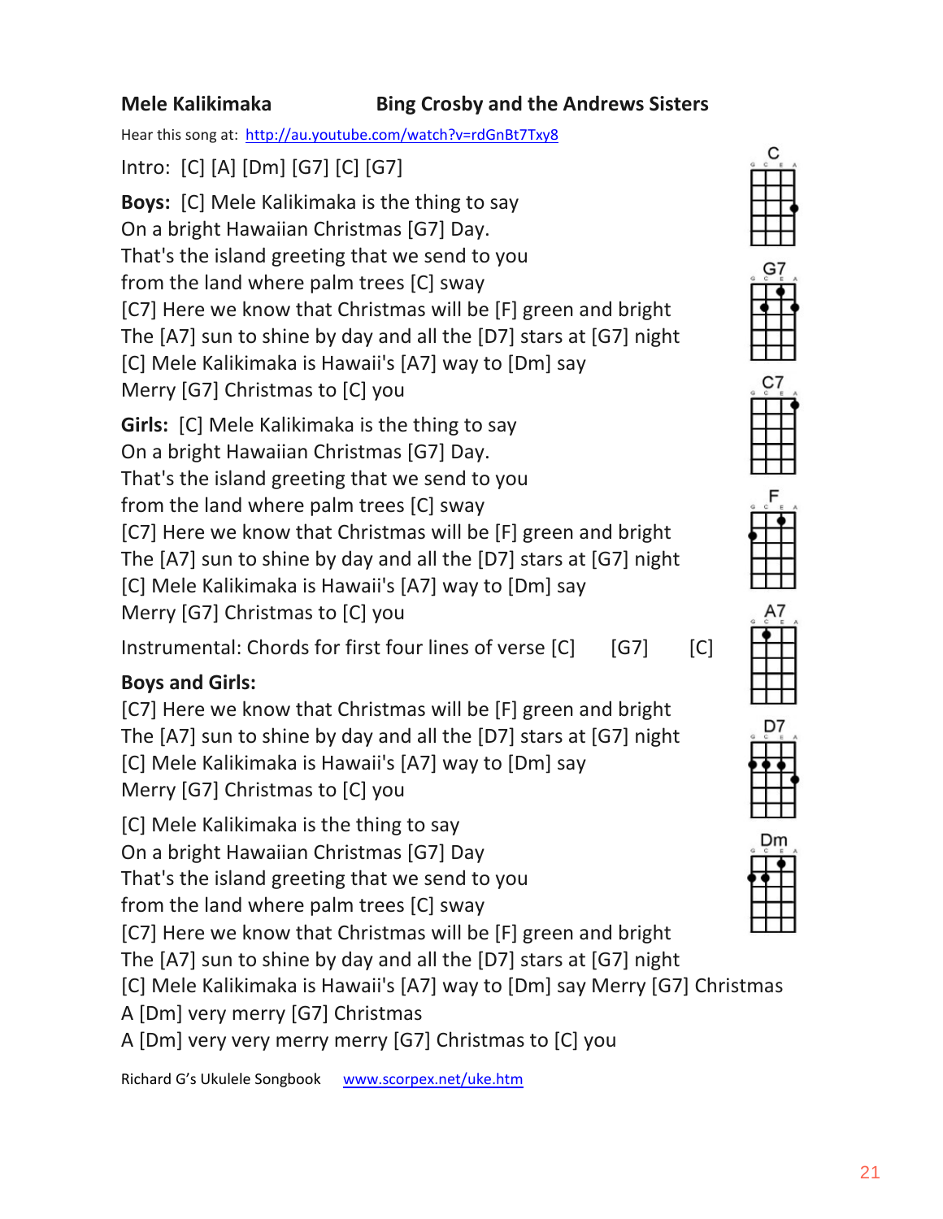**Mele Kalikimaka** **Bing Crosby and the Andrews Sisters**

Hear this song at: http://au.youtube.com/watch?v=rdGnBt7Txy8

Intro: [C] [A] [Dm] [G7] [C] [G7]

**Boys:** [C] Mele Kalikimaka is the thing to say
On a bright Hawaiian Christmas [G7] Day.
That's the island greeting that we send to you
from the land where palm trees [C] sway
[C7] Here we know that Christmas will be [F] green and bright
The [A7] sun to shine by day and all the [D7] stars at [G7] night
[C] Mele Kalikimaka is Hawaii's [A7] way to [Dm] say
Merry [G7] Christmas to [C] you

**Girls:** [C] Mele Kalikimaka is the thing to say
On a bright Hawaiian Christmas [G7] Day.
That's the island greeting that we send to you
from the land where palm trees [C] sway
[C7] Here we know that Christmas will be [F] green and bright
The [A7] sun to shine by day and all the [D7] stars at [G7] night
[C] Mele Kalikimaka is Hawaii's [A7] way to [Dm] say
Merry [G7] Christmas to [C] you

Instrumental: Chords for first four lines of verse [C] [G7] [C]

**Boys and Girls:**
[C7] Here we know that Christmas will be [F] green and bright
The [A7] sun to shine by day and all the [D7] stars at [G7] night
[C] Mele Kalikimaka is Hawaii's [A7] way to [Dm] say
Merry [G7] Christmas to [C] you

[C] Mele Kalikimaka is the thing to say
On a bright Hawaiian Christmas [G7] Day
That's the island greeting that we send to you
from the land where palm trees [C] sway
[C7] Here we know that Christmas will be [F] green and bright
The [A7] sun to shine by day and all the [D7] stars at [G7] night
[C] Mele Kalikimaka is Hawaii's [A7] way to [Dm] say Merry [G7] Christmas
A [Dm] very merry [G7] Christmas
A [Dm] very very merry merry [G7] Christmas to [C] you

C G7 C7 F A7 D7 Dm

Richard G's Ukulele Songbook www.scorpex.net/uke.htm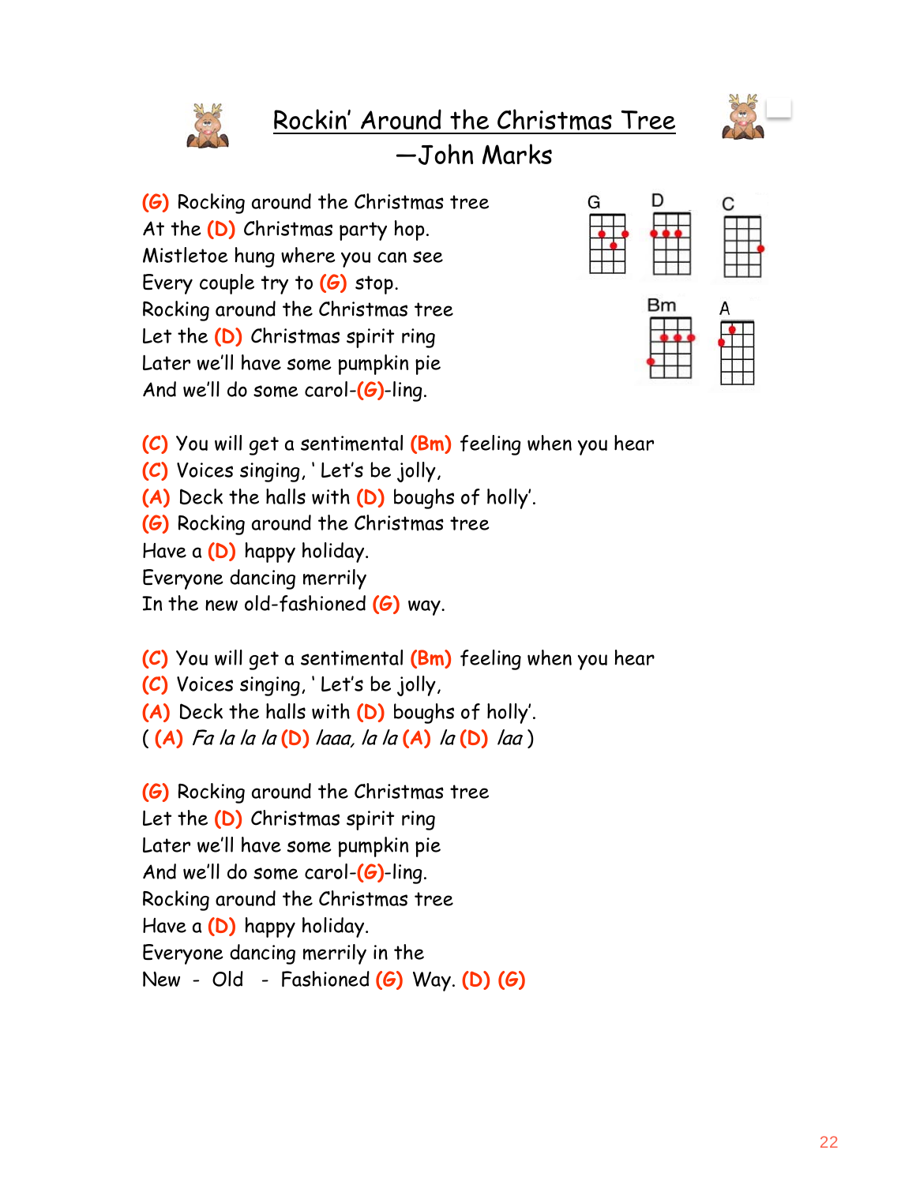# Rockin' Around the Christmas Tree

## —John Marks

G D C Bm A

**(G)** Rocking around the Christmas tree
At the **(D)** Christmas party hop.
Mistletoe hung where you can see
Every couple try to **(G)** stop.
Rocking around the Christmas tree
Let the **(D)** Christmas spirit ring
Later we'll have some pumpkin pie
And we'll do some carol-**(G)**-ling.

**(C)** You will get a sentimental **(Bm)** feeling when you hear
**(C)** Voices singing, ' Let's be jolly,
**(A)** Deck the halls with **(D)** boughs of holly'.
**(G)** Rocking around the Christmas tree
Have a **(D)** happy holiday.
Everyone dancing merrily
In the new old-fashioned **(G)** way.

**(C)** You will get a sentimental **(Bm)** feeling when you hear
**(C)** Voices singing, ' Let's be jolly,
**(A)** Deck the halls with **(D)** boughs of holly'.
( **(A)** *Fa la la la* **(D)** *laaa, la la* **(A)** *la* **(D)** *laa* )

**(G)** Rocking around the Christmas tree
Let the **(D)** Christmas spirit ring
Later we'll have some pumpkin pie
And we'll do some carol-**(G)**-ling.
Rocking around the Christmas tree
Have a **(D)** happy holiday.
Everyone dancing merrily in the
New - Old - Fashioned **(G)** Way. **(D)** **(G)**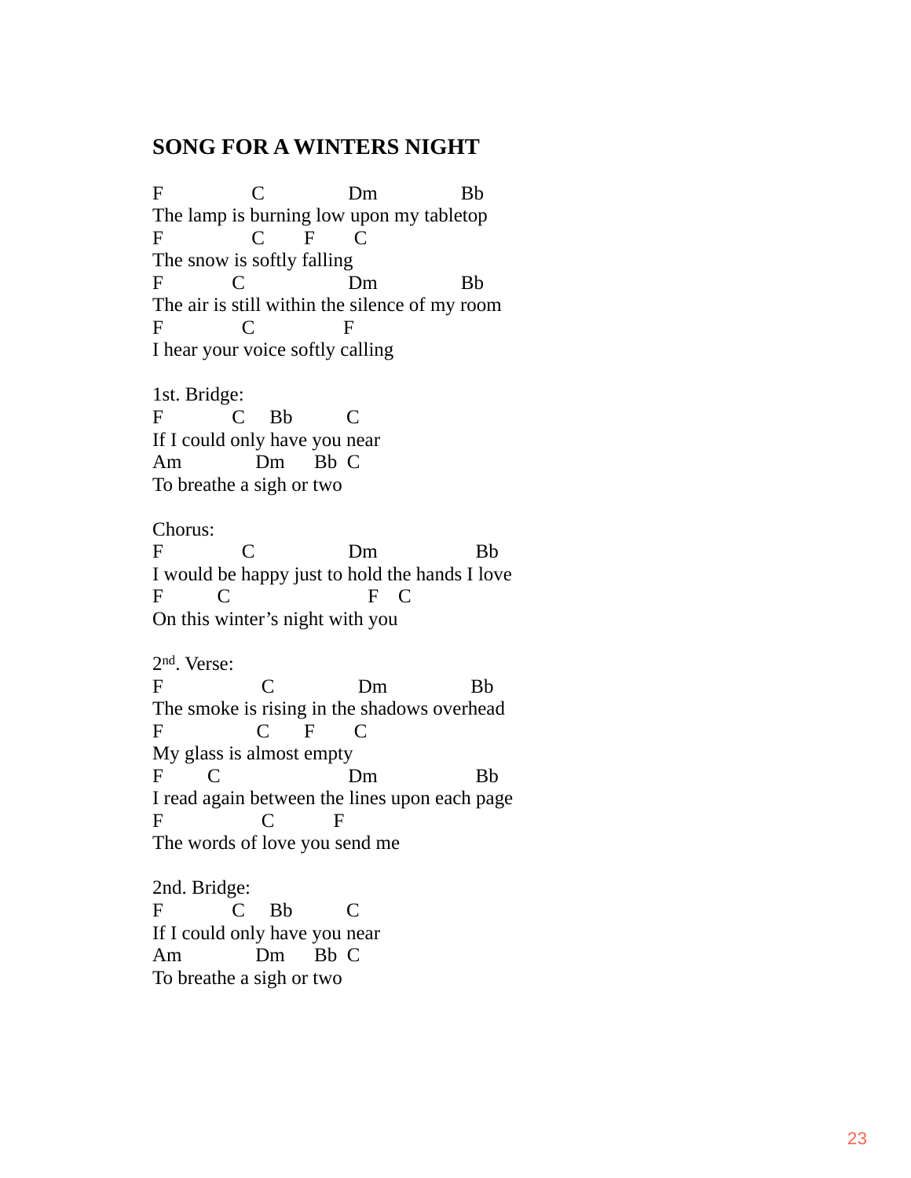**SONG FOR A WINTERS NIGHT**

```
F              C              Dm             Bb
The lamp is burning low upon my tabletop
F              C       F       C
The snow is softly falling
F          C                  Dm             Bb
The air is still within the silence of my room
F             C              F
I hear your voice softly calling
```

1st. Bridge:

```
F          C    Bb         C
If I could only have you near
Am             Dm      Bb  C
To breathe a sigh or two
```

Chorus:

```
F             C               Dm                Bb
I would be happy just to hold the hands I love
F        C                         F    C
On this winter's night with you
```

2nd. Verse:

```
F               C              Dm              Bb
The smoke is rising in the shadows overhead
F                C      F       C
My glass is almost empty
F       C                     Dm                Bb
I read again between the lines upon each page
F                C          F
The words of love you send me
```

2nd. Bridge:

```
F          C    Bb         C
If I could only have you near
Am             Dm      Bb  C
To breathe a sigh or two
```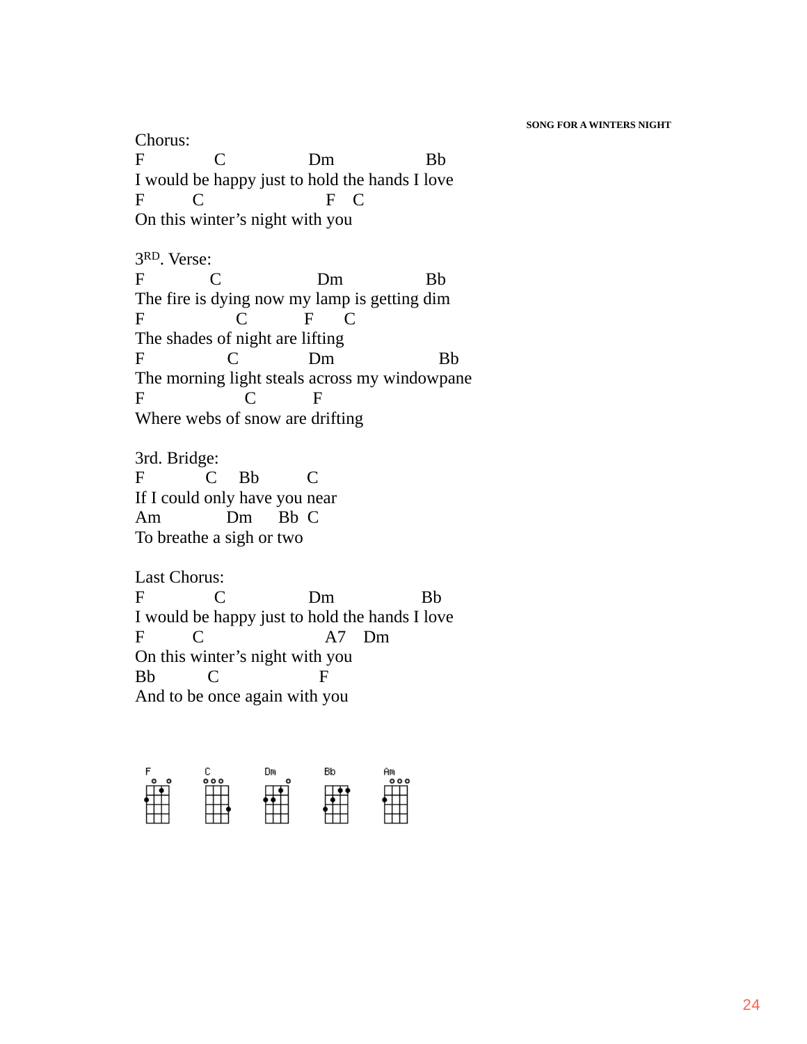Chorus:

```
F           C               Dm              Bb
I would be happy just to hold the hands I love
F        C                       F    C
On this winter's night with you
```

3RD. Verse:

```
F           C                   Dm              Bb
The fire is dying now my lamp is getting dim
F                C            F      C
The shades of night are lifting
F             C             Dm                Bb
The morning light steals across my windowpane
F                 C           F
Where webs of snow are drifting
```

3rd. Bridge:

```
F          C    Bb          C
If I could only have you near
Am              Dm       Bb  C
To breathe a sigh or two
```

Last Chorus:

```
F           C               Dm              Bb
I would be happy just to hold the hands I love
F        C                       A7    Dm
On this winter's night with you
Bb         C                  F
And to be once again with you
```

F C Dm Bb Am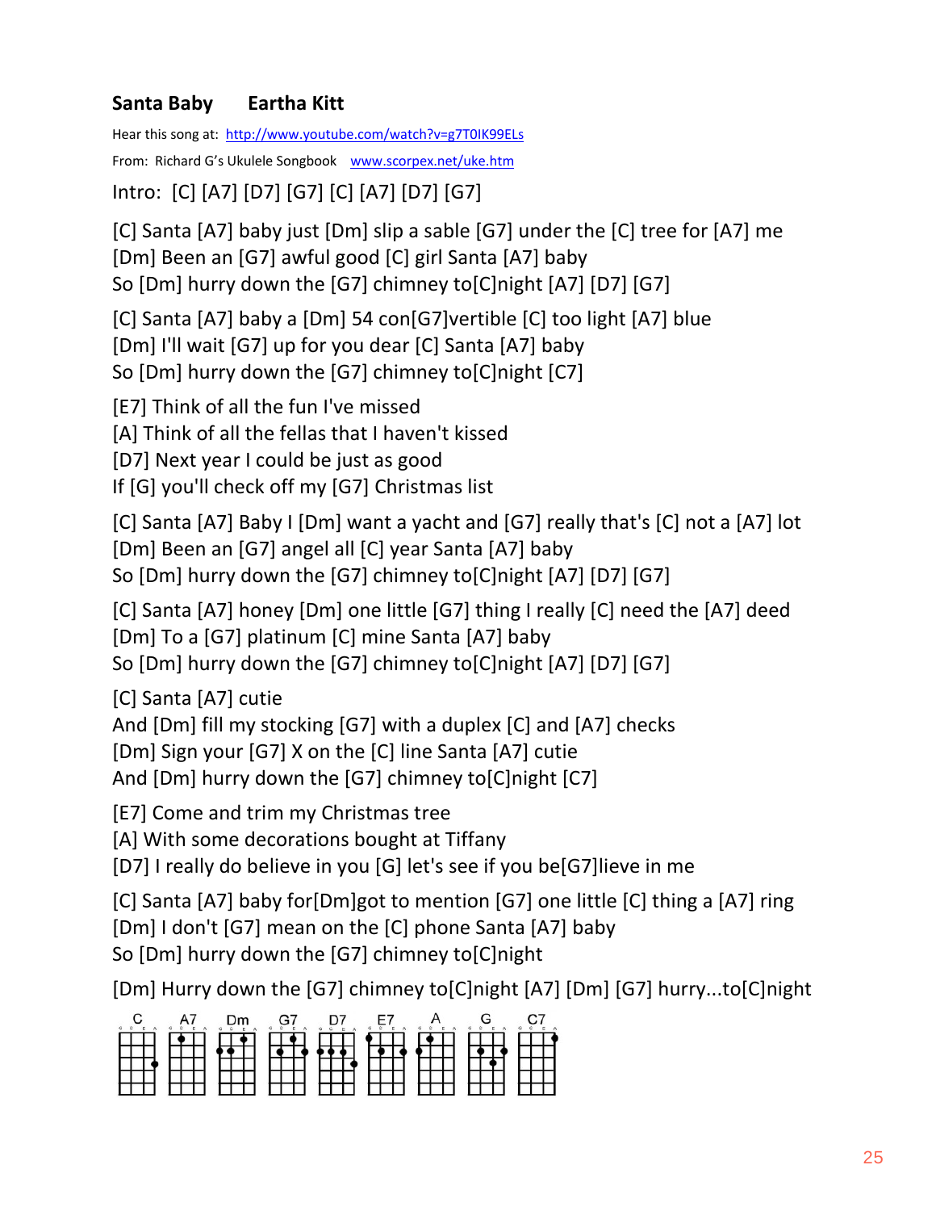**Santa Baby      Eartha Kitt**

Hear this song at: http://www.youtube.com/watch?v=g7T0IK99ELs

From: Richard G's Ukulele Songbook   www.scorpex.net/uke.htm

Intro: [C] [A7] [D7] [G7] [C] [A7] [D7] [G7]

[C] Santa [A7] baby just [Dm] slip a sable [G7] under the [C] tree for [A7] me
[Dm] Been an [G7] awful good [C] girl Santa [A7] baby
So [Dm] hurry down the [G7] chimney to[C]night [A7] [D7] [G7]

[C] Santa [A7] baby a [Dm] 54 con[G7]vertible [C] too light [A7] blue
[Dm] I'll wait [G7] up for you dear [C] Santa [A7] baby
So [Dm] hurry down the [G7] chimney to[C]night [C7]

[E7] Think of all the fun I've missed
[A] Think of all the fellas that I haven't kissed
[D7] Next year I could be just as good
If [G] you'll check off my [G7] Christmas list

[C] Santa [A7] Baby I [Dm] want a yacht and [G7] really that's [C] not a [A7] lot
[Dm] Been an [G7] angel all [C] year Santa [A7] baby
So [Dm] hurry down the [G7] chimney to[C]night [A7] [D7] [G7]

[C] Santa [A7] honey [Dm] one little [G7] thing I really [C] need the [A7] deed
[Dm] To a [G7] platinum [C] mine Santa [A7] baby
So [Dm] hurry down the [G7] chimney to[C]night [A7] [D7] [G7]

[C] Santa [A7] cutie
And [Dm] fill my stocking [G7] with a duplex [C] and [A7] checks
[Dm] Sign your [G7] X on the [C] line Santa [A7] cutie
And [Dm] hurry down the [G7] chimney to[C]night [C7]

[E7] Come and trim my Christmas tree
[A] With some decorations bought at Tiffany
[D7] I really do believe in you [G] let's see if you be[G7]lieve in me

[C] Santa [A7] baby for[Dm]got to mention [G7] one little [C] thing a [A7] ring
[Dm] I don't [G7] mean on the [C] phone Santa [A7] baby
So [Dm] hurry down the [G7] chimney to[C]night

[Dm] Hurry down the [G7] chimney to[C]night [A7] [Dm] [G7] hurry...to[C]night

C  A7  Dm  G7  D7  E7  A  G  C7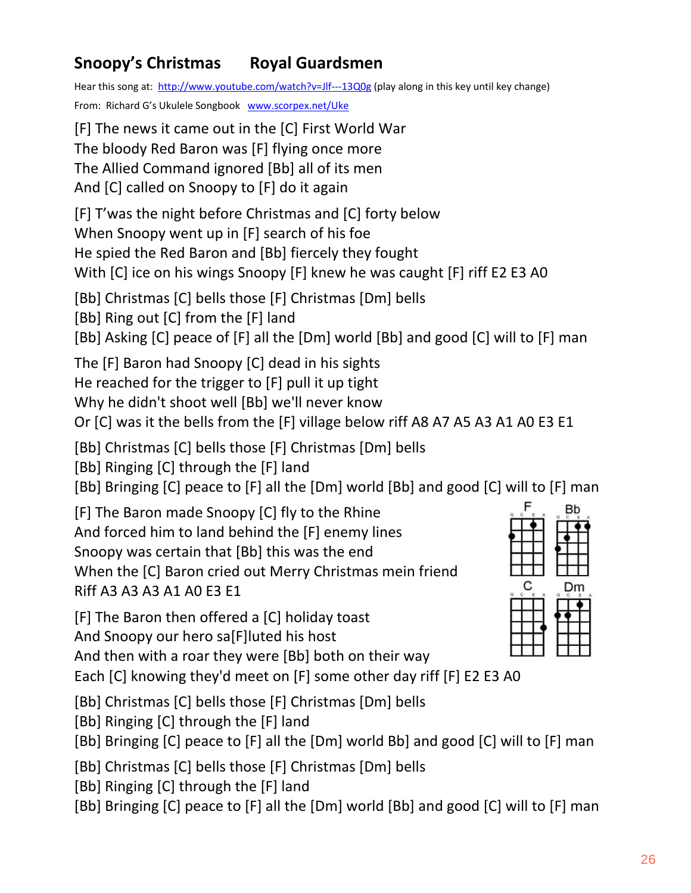## Snoopy's Christmas    Royal Guardsmen

Hear this song at: [http://www.youtube.com/watch?v=Jlf---13Q0g](http://www.youtube.com/watch?v=Jlf---13Q0g) (play along in this key until key change)

From: Richard G's Ukulele Songbook [www.scorpex.net/Uke](www.scorpex.net/Uke)

[F] The news it came out in the [C] First World War
The bloody Red Baron was [F] flying once more
The Allied Command ignored [Bb] all of its men
And [C] called on Snoopy to [F] do it again

[F] T'was the night before Christmas and [C] forty below
When Snoopy went up in [F] search of his foe
He spied the Red Baron and [Bb] fiercely they fought
With [C] ice on his wings Snoopy [F] knew he was caught [F] riff E2 E3 A0

[Bb] Christmas [C] bells those [F] Christmas [Dm] bells
[Bb] Ring out [C] from the [F] land
[Bb] Asking [C] peace of [F] all the [Dm] world [Bb] and good [C] will to [F] man

The [F] Baron had Snoopy [C] dead in his sights
He reached for the trigger to [F] pull it up tight
Why he didn't shoot well [Bb] we'll never know
Or [C] was it the bells from the [F] village below riff A8 A7 A5 A3 A1 A0 E3 E1

[Bb] Christmas [C] bells those [F] Christmas [Dm] bells
[Bb] Ringing [C] through the [F] land
[Bb] Bringing [C] peace to [F] all the [Dm] world [Bb] and good [C] will to [F] man

[F] The Baron made Snoopy [C] fly to the Rhine
And forced him to land behind the [F] enemy lines
Snoopy was certain that [Bb] this was the end
When the [C] Baron cried out Merry Christmas mein friend
Riff A3 A3 A3 A1 A0 E3 E1

[F] The Baron then offered a [C] holiday toast
And Snoopy our hero sa[F]luted his host
And then with a roar they were [Bb] both on their way
Each [C] knowing they'd meet on [F] some other day riff [F] E2 E3 A0

[Bb] Christmas [C] bells those [F] Christmas [Dm] bells
[Bb] Ringing [C] through the [F] land
[Bb] Bringing [C] peace to [F] all the [Dm] world Bb] and good [C] will to [F] man

[Bb] Christmas [C] bells those [F] Christmas [Dm] bells
[Bb] Ringing [C] through the [F] land
[Bb] Bringing [C] peace to [F] all the [Dm] world [Bb] and good [C] will to [F] man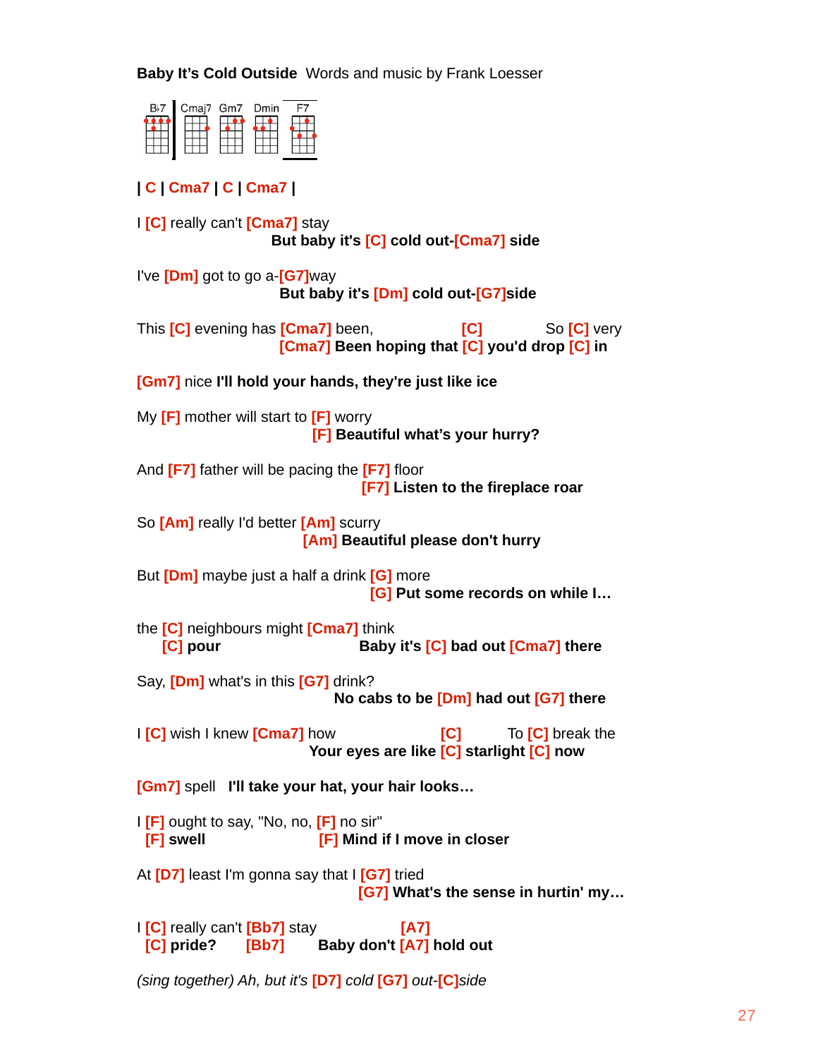**Baby It's Cold Outside** Words and music by Frank Loesser

B♭7 Cmaj7 Gm7 Dmin F7

| C | Cma7 | C | Cma7 |

I [C] really can't [Cma7] stay
**But baby it's [C] cold out-[Cma7] side**

I've [Dm] got to go a-[G7]way
**But baby it's [Dm] cold out-[G7]side**

This [C] evening has [Cma7] been, [C] So [C] very
**[Cma7] Been hoping that [C] you'd drop [C] in**

[Gm7] nice **I'll hold your hands, they're just like ice**

My [F] mother will start to [F] worry
**[F] Beautiful what's your hurry?**

And [F7] father will be pacing the [F7] floor
**[F7] Listen to the fireplace roar**

So [Am] really I'd better [Am] scurry
**[Am] Beautiful please don't hurry**

But [Dm] maybe just a half a drink [G] more
**[G] Put some records on while I…**

the [C] neighbours might [Cma7] think
**[C] pour Baby it's [C] bad out [Cma7] there**

Say, [Dm] what's in this [G7] drink?
**No cabs to be [Dm] had out [G7] there**

I [C] wish I knew [Cma7] how [C] To [C] break the
**Your eyes are like [C] starlight [C] now**

[Gm7] spell **I'll take your hat, your hair looks…**

I [F] ought to say, "No, no, [F] no sir"
**[F] swell [F] Mind if I move in closer**

At [D7] least I'm gonna say that I [G7] tried
**[G7] What's the sense in hurtin' my…**

I [C] really can't [Bb7] stay [A7]
**[C] pride? [Bb7] Baby don't [A7] hold out**

*(sing together) Ah, but it's [D7] cold [G7] out-[C]side*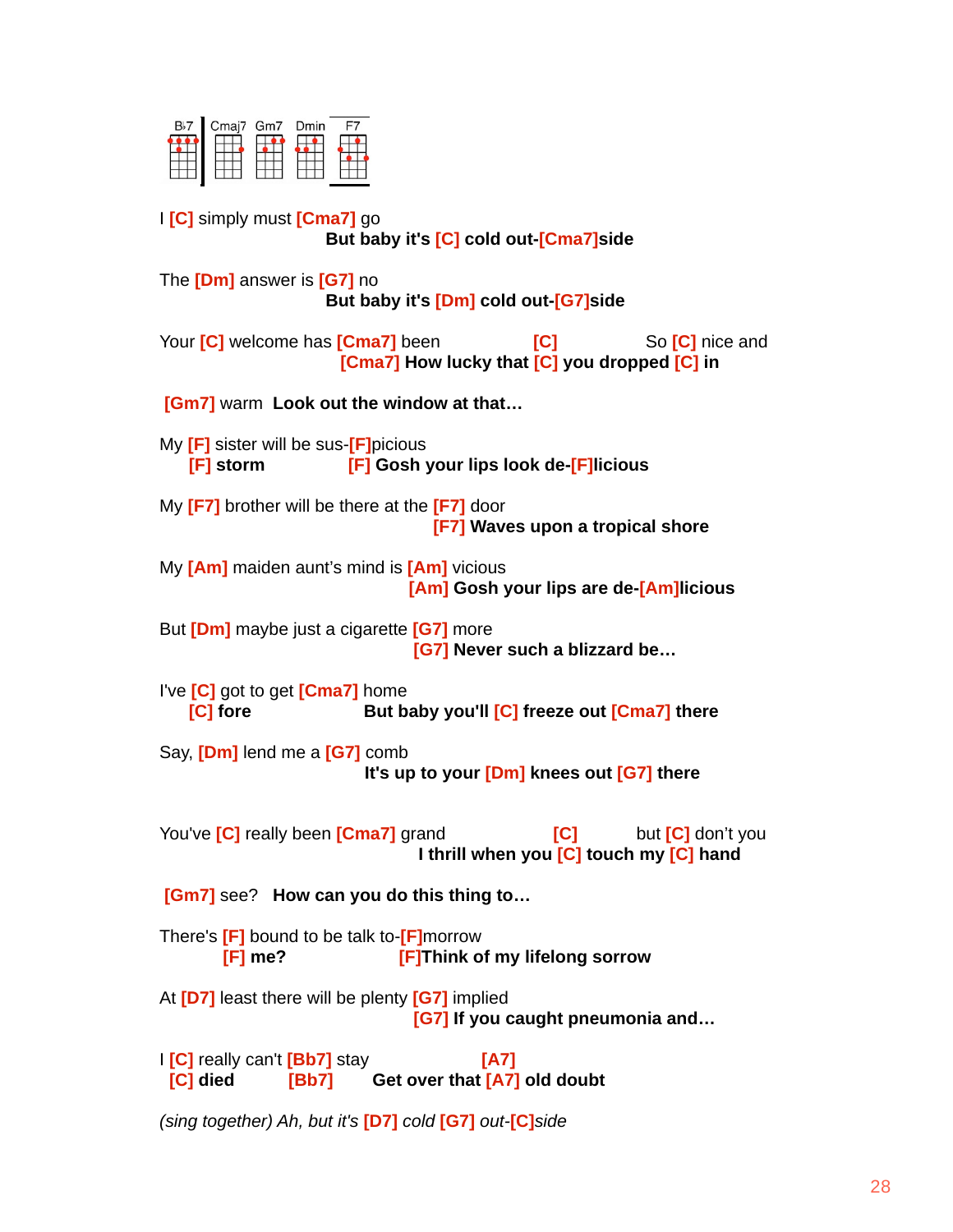B♭7 | Cmaj7 | Gm7 | Dmin | F7

I [C] simply must [Cma7] go
**But baby it's [C] cold out-[Cma7]side**

The [Dm] answer is [G7] no
**But baby it's [Dm] cold out-[G7]side**

Your [C] welcome has [Cma7] been [C] So [C] nice and
**[Cma7] How lucky that [C] you dropped [C] in**

[Gm7] warm **Look out the window at that…**

My [F] sister will be sus-[F]picious
**[F] storm [F] Gosh your lips look de-[F]licious**

My [F7] brother will be there at the [F7] door
**[F7] Waves upon a tropical shore**

My [Am] maiden aunt's mind is [Am] vicious
**[Am] Gosh your lips are de-[Am]licious**

But [Dm] maybe just a cigarette [G7] more
**[G7] Never such a blizzard be…**

I've [C] got to get [Cma7] home
**[C] fore But baby you'll [C] freeze out [Cma7] there**

Say, [Dm] lend me a [G7] comb
**It's up to your [Dm] knees out [G7] there**

You've [C] really been [Cma7] grand [C] but [C] don't you
**I thrill when you [C] touch my [C] hand**

[Gm7] see? **How can you do this thing to…**

There's [F] bound to be talk to-[F]morrow
**[F] me? [F]Think of my lifelong sorrow**

At [D7] least there will be plenty [G7] implied
**[G7] If you caught pneumonia and…**

I [C] really can't [Bb7] stay [A7]
**[C] died [Bb7] Get over that [A7] old doubt**

*(sing together) Ah, but it's [D7] cold [G7] out-[C]side*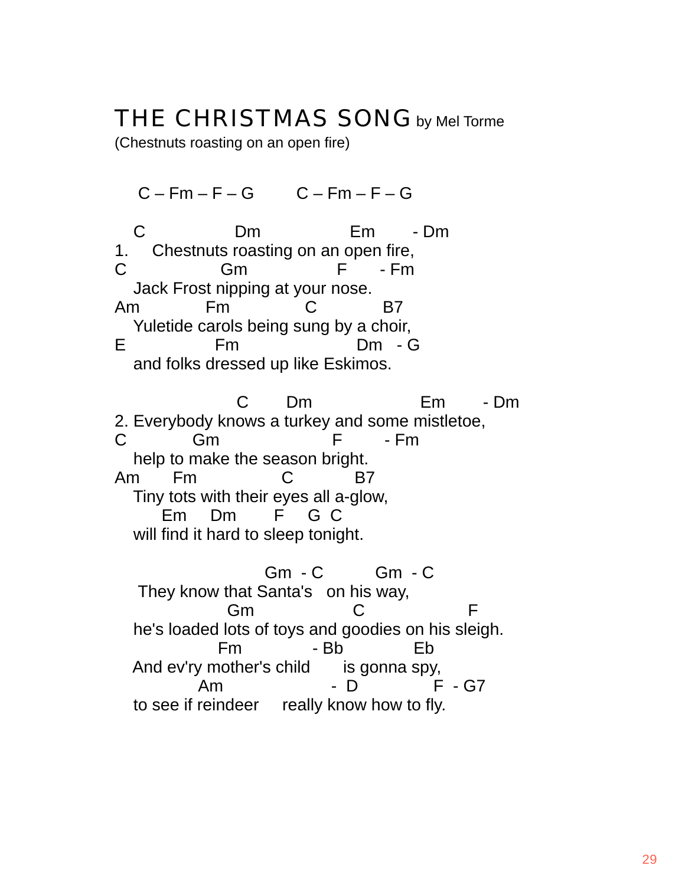# THE CHRISTMAS SONG by Mel Torme

(Chestnuts roasting on an open fire)

```
    C – Fm – F – G        C – Fm – F – G

   C                Dm                Em       - Dm
1.    Chestnuts roasting on an open fire,
C                 Gm                 F      - Fm
   Jack Frost nipping at your nose.
Am            Fm             C            B7
   Yuletide carols being sung by a choir,
E                Fm                     Dm   - G
   and folks dressed up like Eskimos.

                     C       Dm                  Em       - Dm
2. Everybody knows a turkey and some mistletoe,
C            Gm                     F        - Fm
   help to make the season bright.
Am       Fm               C           B7
   Tiny tots with their eyes all a-glow,
        Em     Dm       F     G  C
   will find it hard to sleep tonight.

                          Gm  - C          Gm  - C
    They know that Santa's   on his way,
                  Gm                   C                  F
   he's loaded lots of toys and goodies on his sleigh.
                 Fm            - Bb            Eb
   And ev'ry mother's child       is gonna spy,
             Am                     -  D             F  - G7
   to see if reindeer     really know how to fly.
```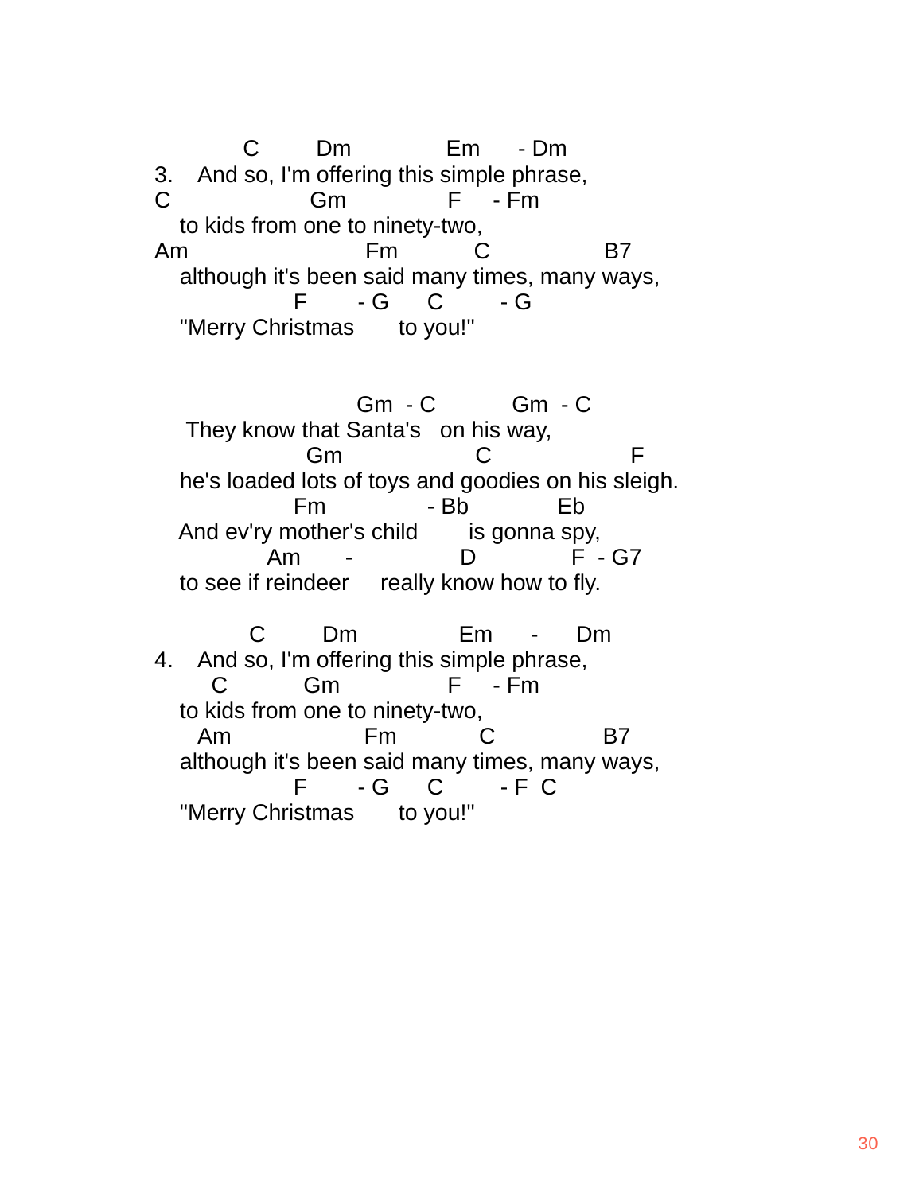```
           C        Dm              Em      - Dm
3.   And so, I'm offering this simple phrase,
C                  Gm               F    - Fm
   to kids from one to ninety-two,
Am                        Fm          C               B7
   although it's been said many times, many ways,
                 F       - G      C        - G
   "Merry Christmas       to you!"


                          Gm  - C          Gm  - C
    They know that Santa's   on his way,
                  Gm                    C                 F
   he's loaded lots of toys and goodies on his sleigh.
                 Fm              - Bb            Eb
   And ev'ry mother's child       is gonna spy,
              Am       -               D             F  - G7
   to see if reindeer     really know how to fly.

            C        Dm               Em     -     Dm
4.   And so, I'm offering this simple phrase,
       C          Gm               F    - Fm
   to kids from one to ninety-two,
     Am                   Fm           C              B7
   although it's been said many times, many ways,
                 F       - G      C        - F  C
   "Merry Christmas       to you!"
```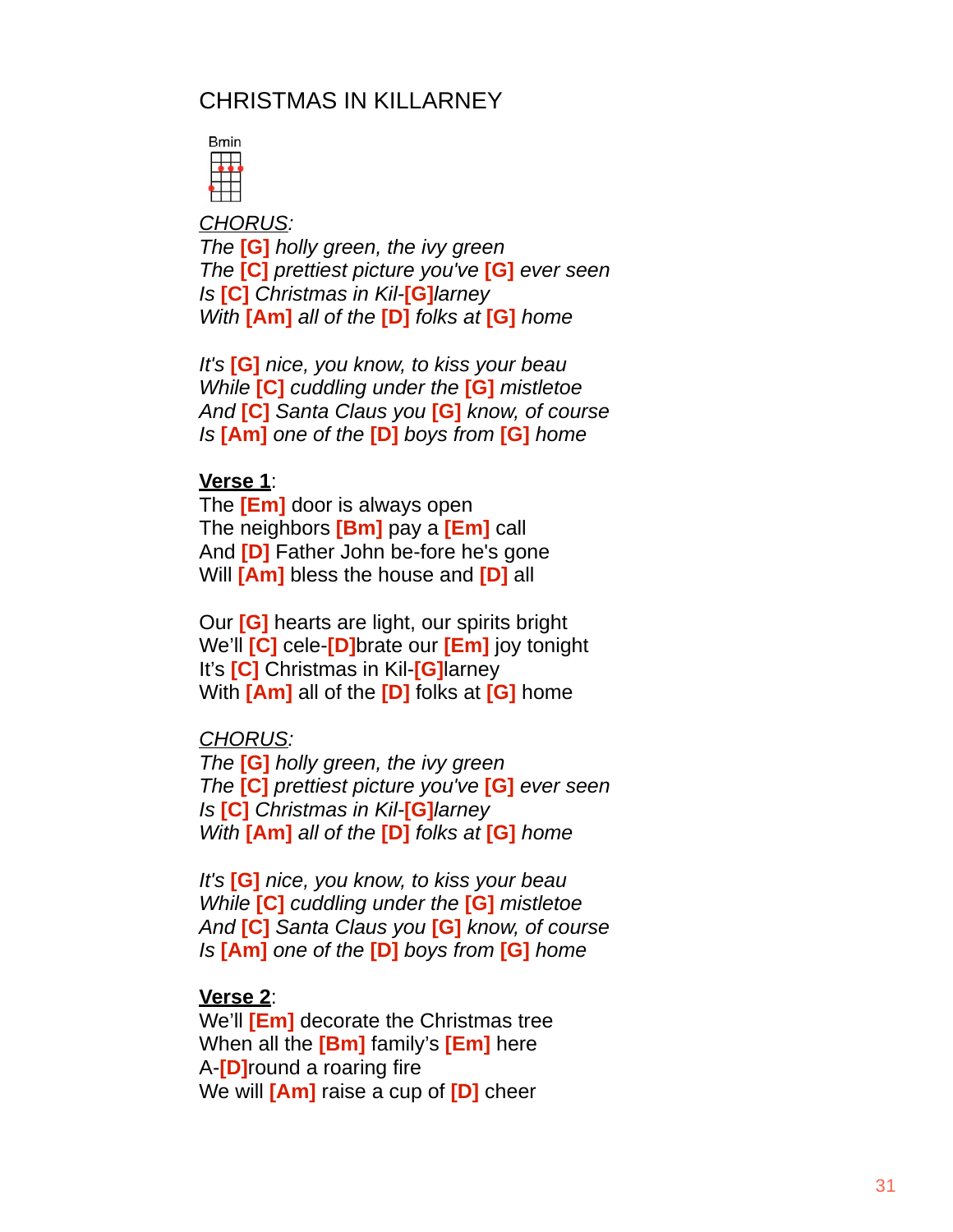# CHRISTMAS IN KILLARNEY

Bmin

*CHORUS:*

*The [G] holly green, the ivy green*
*The [C] prettiest picture you've [G] ever seen*
*Is [C] Christmas in Kil-[G]larney*
*With [Am] all of the [D] folks at [G] home*

*It's [G] nice, you know, to kiss your beau*
*While [C] cuddling under the [G] mistletoe*
*And [C] Santa Claus you [G] know, of course*
*Is [Am] one of the [D] boys from [G] home*

**Verse 1**:

The [Em] door is always open
The neighbors [Bm] pay a [Em] call
And [D] Father John be-fore he's gone
Will [Am] bless the house and [D] all

Our [G] hearts are light, our spirits bright
We'll [C] cele-[D]brate our [Em] joy tonight
It's [C] Christmas in Kil-[G]larney
With [Am] all of the [D] folks at [G] home

*CHORUS:*

*The [G] holly green, the ivy green*
*The [C] prettiest picture you've [G] ever seen*
*Is [C] Christmas in Kil-[G]larney*
*With [Am] all of the [D] folks at [G] home*

*It's [G] nice, you know, to kiss your beau*
*While [C] cuddling under the [G] mistletoe*
*And [C] Santa Claus you [G] know, of course*
*Is [Am] one of the [D] boys from [G] home*

**Verse 2**:

We'll [Em] decorate the Christmas tree
When all the [Bm] family's [Em] here
A-[D]round a roaring fire
We will [Am] raise a cup of [D] cheer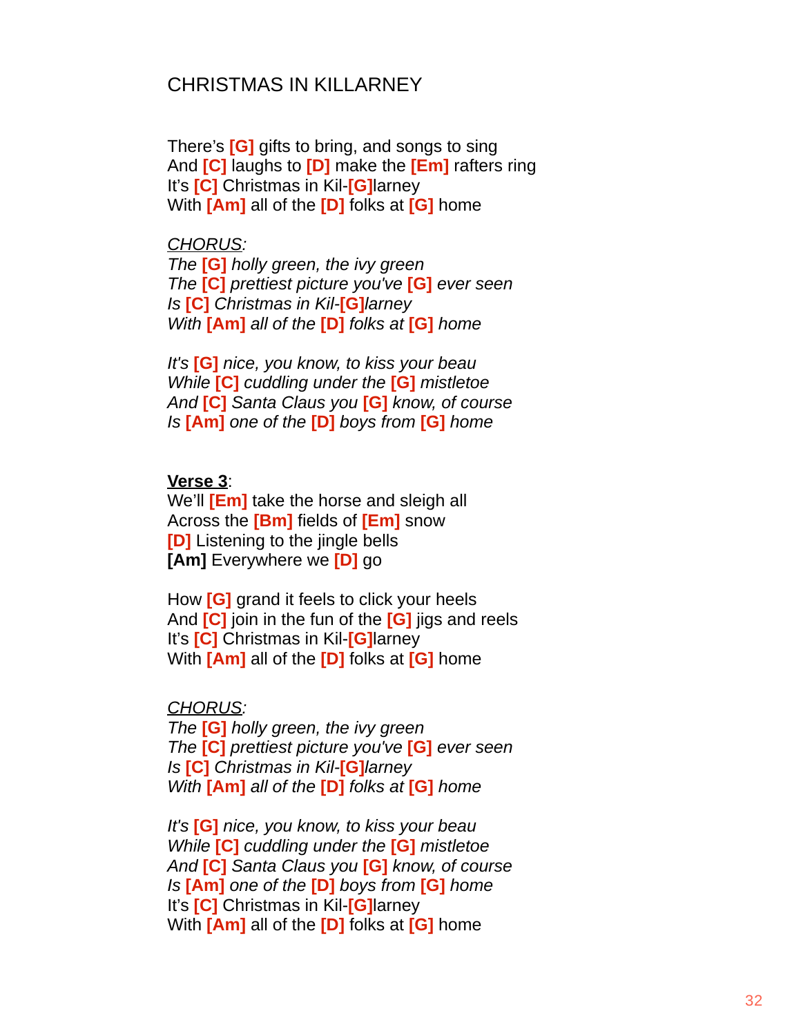# CHRISTMAS IN KILLARNEY

There's **[G]** gifts to bring, and songs to sing
And **[C]** laughs to **[D]** make the **[Em]** rafters ring
It's **[C]** Christmas in Kil-**[G]**larney
With **[Am]** all of the **[D]** folks at **[G]** home

*CHORUS:*
*The* **[G]** *holly green, the ivy green*
*The* **[C]** *prettiest picture you've* **[G]** *ever seen*
*Is* **[C]** *Christmas in Kil-***[G]***larney*
*With* **[Am]** *all of the* **[D]** *folks at* **[G]** *home*

*It's* **[G]** *nice, you know, to kiss your beau*
*While* **[C]** *cuddling under the* **[G]** *mistletoe*
*And* **[C]** *Santa Claus you* **[G]** *know, of course*
*Is* **[Am]** *one of the* **[D]** *boys from* **[G]** *home*

**Verse 3**:
We'll **[Em]** take the horse and sleigh all
Across the **[Bm]** fields of **[Em]** snow
**[D]** Listening to the jingle bells
**[Am]** Everywhere we **[D]** go

How **[G]** grand it feels to click your heels
And **[C]** join in the fun of the **[G]** jigs and reels
It's **[C]** Christmas in Kil-**[G]**larney
With **[Am]** all of the **[D]** folks at **[G]** home

*CHORUS:*
*The* **[G]** *holly green, the ivy green*
*The* **[C]** *prettiest picture you've* **[G]** *ever seen*
*Is* **[C]** *Christmas in Kil-***[G]***larney*
*With* **[Am]** *all of the* **[D]** *folks at* **[G]** *home*

*It's* **[G]** *nice, you know, to kiss your beau*
*While* **[C]** *cuddling under the* **[G]** *mistletoe*
*And* **[C]** *Santa Claus you* **[G]** *know, of course*
*Is* **[Am]** *one of the* **[D]** *boys from* **[G]** *home*
It's **[C]** Christmas in Kil-**[G]**larney
With **[Am]** all of the **[D]** folks at **[G]** home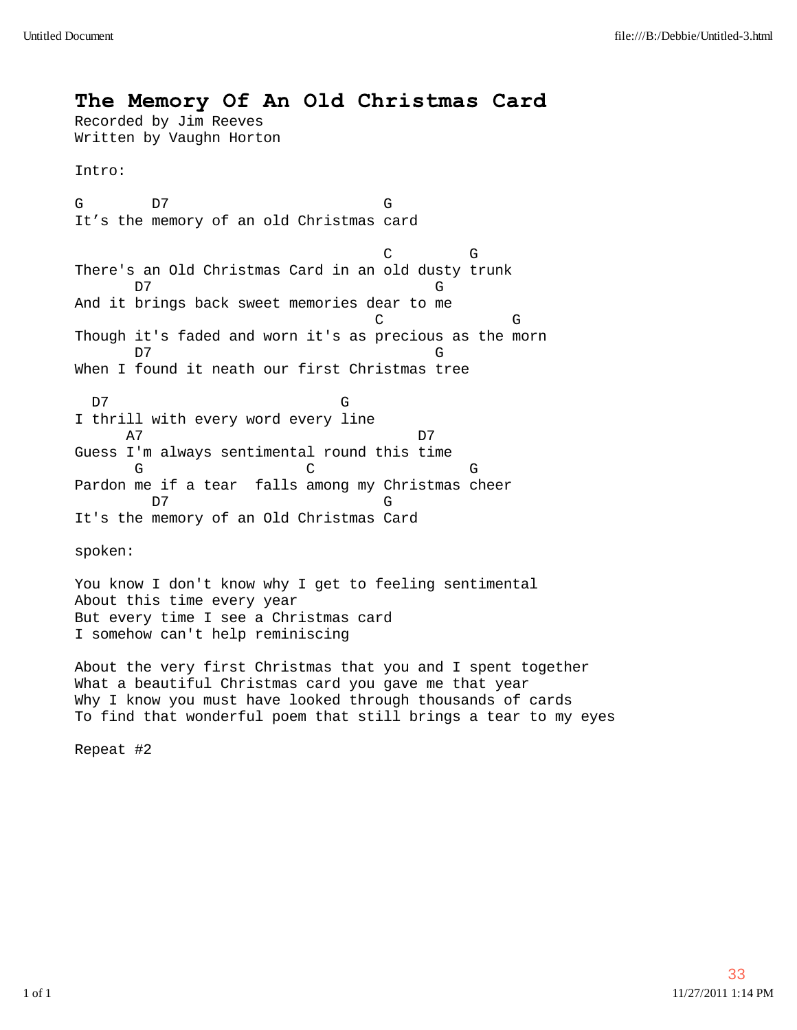# The Memory Of An Old Christmas Card

Recorded by Jim Reeves
Written by Vaughn Horton

Intro:

```
G        D7                         G
It’s the memory of an old Christmas card

                                    C         G
There's an Old Christmas Card in an old dusty trunk
       D7                                 G
And it brings back sweet memories dear to me
                                   C            G
Though it's faded and worn it's as precious as the morn
       D7                                 G
When I found it neath our first Christmas tree

  D7                           G
I thrill with every word every line
      A7                                D7
Guess I'm always sentimental round this time
       G                 C                 G
Pardon me if a tear  falls among my Christmas cheer
         D7                         G
It's the memory of an Old Christmas Card
```

spoken:

You know I don't know why I get to feeling sentimental
About this time every year
But every time I see a Christmas card
I somehow can't help reminiscing

About the very first Christmas that you and I spent together
What a beautiful Christmas card you gave me that year
Why I know you must have looked through thousands of cards
To find that wonderful poem that still brings a tear to my eyes

Repeat #2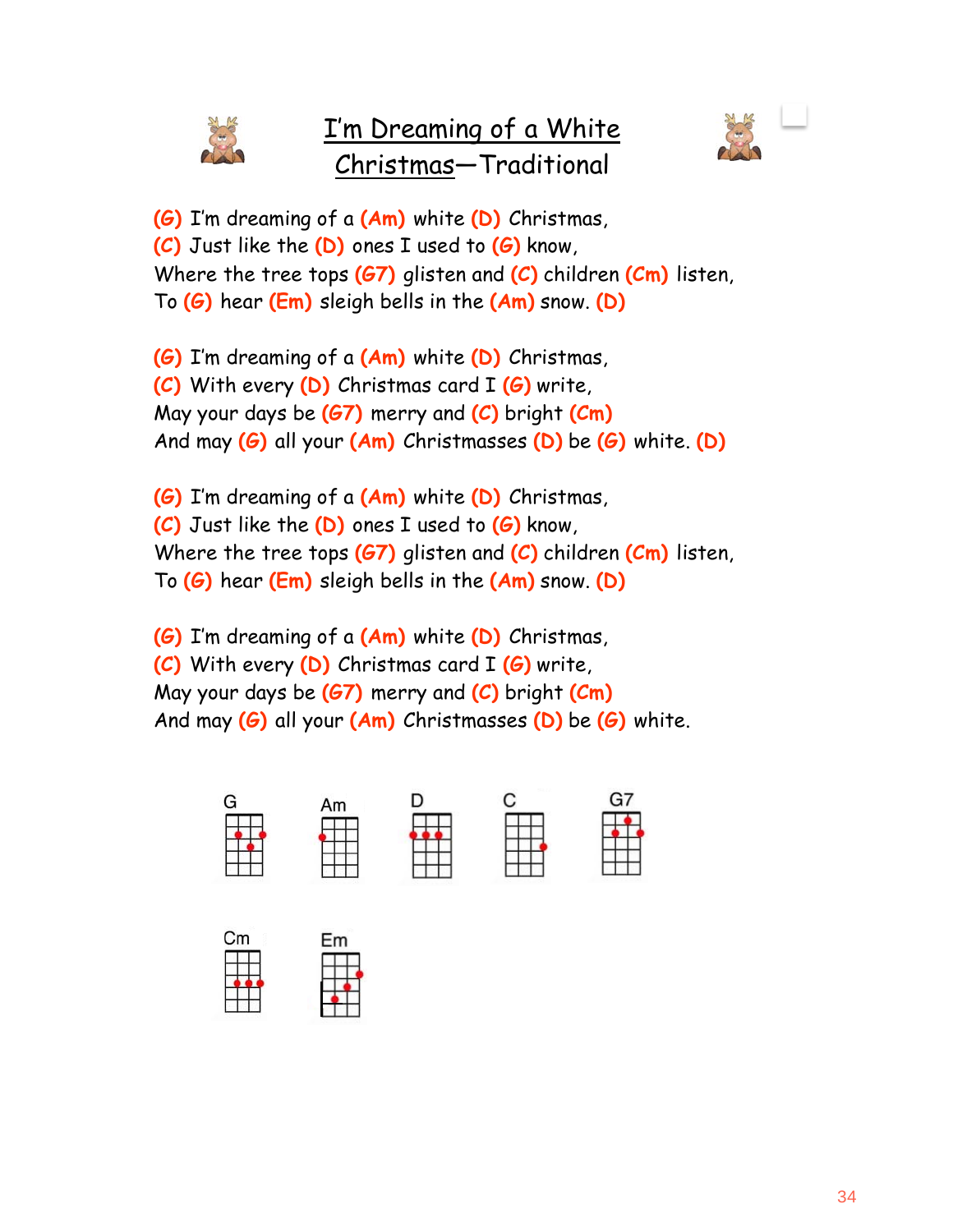# I'm Dreaming of a White Christmas—Traditional

(G) I'm dreaming of a (Am) white (D) Christmas,
(C) Just like the (D) ones I used to (G) know,
Where the tree tops (G7) glisten and (C) children (Cm) listen,
To (G) hear (Em) sleigh bells in the (Am) snow. (D)

(G) I'm dreaming of a (Am) white (D) Christmas,
(C) With every (D) Christmas card I (G) write,
May your days be (G7) merry and (C) bright (Cm)
And may (G) all your (Am) Christmasses (D) be (G) white. (D)

(G) I'm dreaming of a (Am) white (D) Christmas,
(C) Just like the (D) ones I used to (G) know,
Where the tree tops (G7) glisten and (C) children (Cm) listen,
To (G) hear (Em) sleigh bells in the (Am) snow. (D)

(G) I'm dreaming of a (Am) white (D) Christmas,
(C) With every (D) Christmas card I (G) write,
May your days be (G7) merry and (C) bright (Cm)
And may (G) all your (Am) Christmasses (D) be (G) white.

G Am D C G7

Cm Em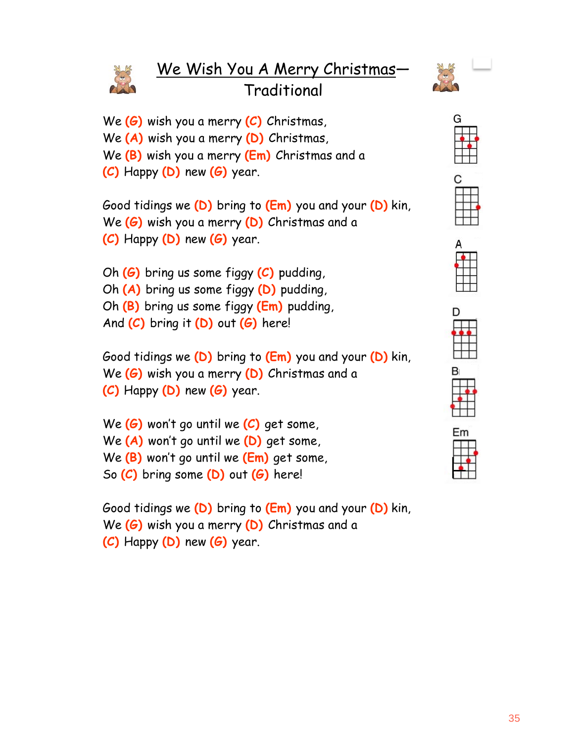# We Wish You A Merry Christmas— Traditional

We (G) wish you a merry (C) Christmas,
We (A) wish you a merry (D) Christmas,
We (B) wish you a merry (Em) Christmas and a
(C) Happy (D) new (G) year.

Good tidings we (D) bring to (Em) you and your (D) kin,
We (G) wish you a merry (D) Christmas and a
(C) Happy (D) new (G) year.

Oh (G) bring us some figgy (C) pudding,
Oh (A) bring us some figgy (D) pudding,
Oh (B) bring us some figgy (Em) pudding,
And (C) bring it (D) out (G) here!

Good tidings we (D) bring to (Em) you and your (D) kin,
We (G) wish you a merry (D) Christmas and a
(C) Happy (D) new (G) year.

We (G) won't go until we (C) get some,
We (A) won't go until we (D) get some,
We (B) won't go until we (Em) get some,
So (C) bring some (D) out (G) here!

Good tidings we (D) bring to (Em) you and your (D) kin,
We (G) wish you a merry (D) Christmas and a
(C) Happy (D) new (G) year.

G

C

A

D

B

Em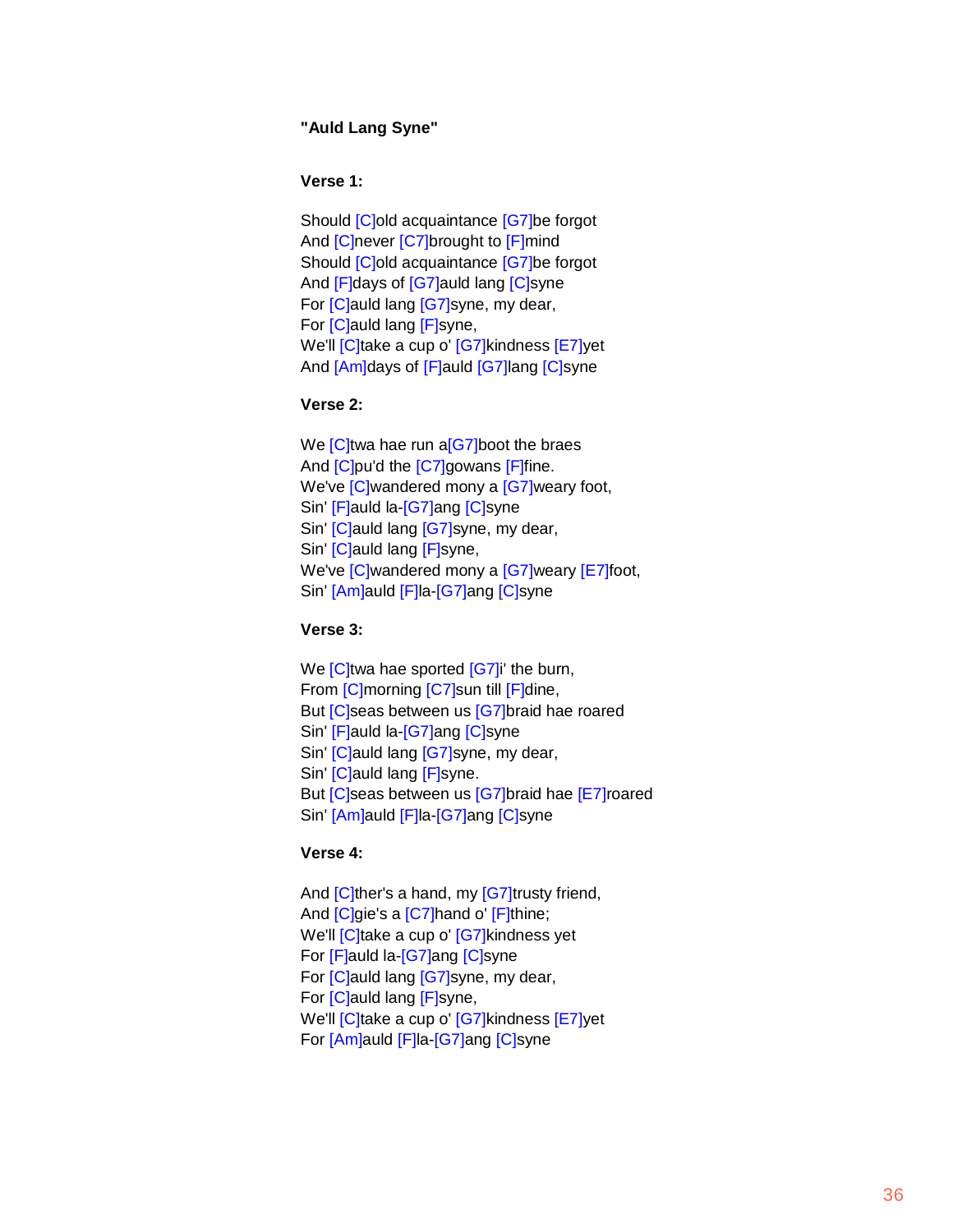**"Auld Lang Syne"**

**Verse 1:**

Should [C]old acquaintance [G7]be forgot
And [C]never [C7]brought to [F]mind
Should [C]old acquaintance [G7]be forgot
And [F]days of [G7]auld lang [C]syne
For [C]auld lang [G7]syne, my dear,
For [C]auld lang [F]syne,
We'll [C]take a cup o' [G7]kindness [E7]yet
And [Am]days of [F]auld [G7]lang [C]syne

**Verse 2:**

We [C]twa hae run a[G7]boot the braes
And [C]pu'd the [C7]gowans [F]fine.
We've [C]wandered mony a [G7]weary foot,
Sin' [F]auld la-[G7]ang [C]syne
Sin' [C]auld lang [G7]syne, my dear,
Sin' [C]auld lang [F]syne,
We've [C]wandered mony a [G7]weary [E7]foot,
Sin' [Am]auld [F]la-[G7]ang [C]syne

**Verse 3:**

We [C]twa hae sported [G7]i' the burn,
From [C]morning [C7]sun till [F]dine,
But [C]seas between us [G7]braid hae roared
Sin' [F]auld la-[G7]ang [C]syne
Sin' [C]auld lang [G7]syne, my dear,
Sin' [C]auld lang [F]syne.
But [C]seas between us [G7]braid hae [E7]roared
Sin' [Am]auld [F]la-[G7]ang [C]syne

**Verse 4:**

And [C]ther's a hand, my [G7]trusty friend,
And [C]gie's a [C7]hand o' [F]thine;
We'll [C]take a cup o' [G7]kindness yet
For [F]auld la-[G7]ang [C]syne
For [C]auld lang [G7]syne, my dear,
For [C]auld lang [F]syne,
We'll [C]take a cup o' [G7]kindness [E7]yet
For [Am]auld [F]la-[G7]ang [C]syne